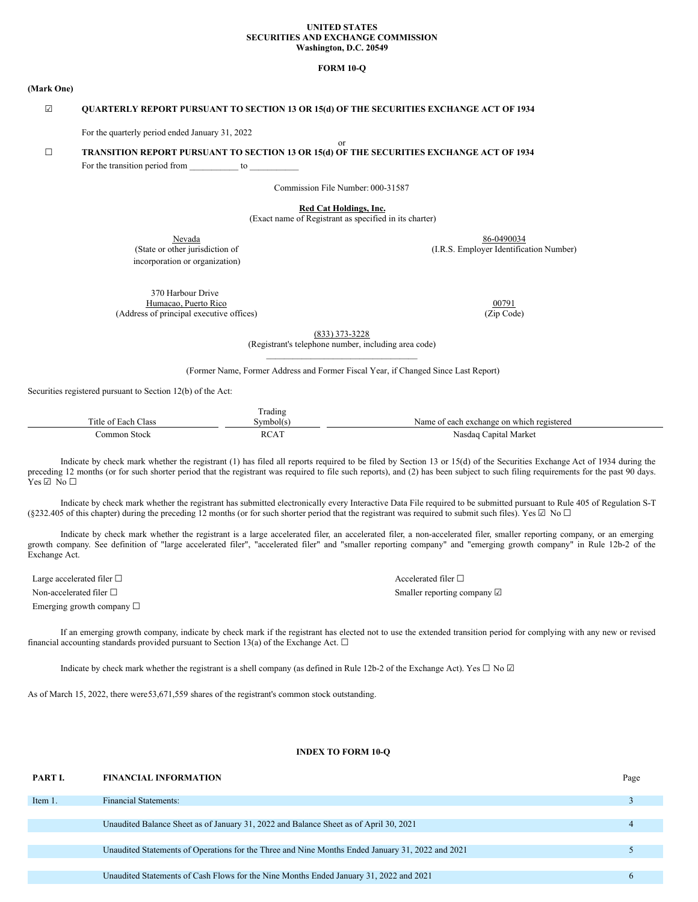**UNITED STATES**
**SECURITIES AND EXCHANGE COMMISSION**
**Washington, D.C. 20549**

**FORM 10-Q**

**(Mark One)**

☑ **QUARTERLY REPORT PURSUANT TO SECTION 13 OR 15(d) OF THE SECURITIES EXCHANGE ACT OF 1934**

For the quarterly period ended January 31, 2022

or

☐ **TRANSITION REPORT PURSUANT TO SECTION 13 OR 15(d) OF THE SECURITIES EXCHANGE ACT OF 1934**

For the transition period from __________ to __________

Commission File Number: 000-31587

**Red Cat Holdings, Inc.**
(Exact name of Registrant as specified in its charter)

| | |
|---|---|
| Nevada | 86-0490034 |
| (State or other jurisdiction of incorporation or organization) | (I.R.S. Employer Identification Number) |

| | |
|---|---|
| 370 Harbour Drive Humacao, Puerto Rico | 00791 |
| (Address of principal executive offices) | (Zip Code) |

(833) 373-3228
(Registrant's telephone number, including area code)

______________________________

(Former Name, Former Address and Former Fiscal Year, if Changed Since Last Report)

Securities registered pursuant to Section 12(b) of the Act:

| Title of Each Class | Trading Symbol(s) | Name of each exchange on which registered |
|---|---|---|
| Common Stock | RCAT | Nasdaq Capital Market |

Indicate by check mark whether the registrant (1) has filed all reports required to be filed by Section 13 or 15(d) of the Securities Exchange Act of 1934 during the preceding 12 months (or for such shorter period that the registrant was required to file such reports), and (2) has been subject to such filing requirements for the past 90 days. Yes ☑ No ☐

Indicate by check mark whether the registrant has submitted electronically every Interactive Data File required to be submitted pursuant to Rule 405 of Regulation S-T (§232.405 of this chapter) during the preceding 12 months (or for such shorter period that the registrant was required to submit such files). Yes ☑ No ☐

Indicate by check mark whether the registrant is a large accelerated filer, an accelerated filer, a non-accelerated filer, smaller reporting company, or an emerging growth company. See definition of "large accelerated filer", "accelerated filer" and "smaller reporting company" and "emerging growth company" in Rule 12b-2 of the Exchange Act.

| | |
|---|---|
| Large accelerated filer ☐ | Accelerated filer ☐ |
| Non-accelerated filer ☐ | Smaller reporting company ☑ |
| Emerging growth company ☐ | |

If an emerging growth company, indicate by check mark if the registrant has elected not to use the extended transition period for complying with any new or revised financial accounting standards provided pursuant to Section 13(a) of the Exchange Act. ☐

Indicate by check mark whether the registrant is a shell company (as defined in Rule 12b-2 of the Exchange Act). Yes ☐ No ☑

As of March 15, 2022, there were 53,671,559 shares of the registrant's common stock outstanding.

**INDEX TO FORM 10-Q**

| **PART I.** | **FINANCIAL INFORMATION** | Page |
|---|---|---|
| Item 1. | Financial Statements: | 3 |
| | Unaudited Balance Sheet as of January 31, 2022 and Balance Sheet as of April 30, 2021 | 4 |
| | Unaudited Statements of Operations for the Three and Nine Months Ended January 31, 2022 and 2021 | 5 |
| | Unaudited Statements of Cash Flows for the Nine Months Ended January 31, 2022 and 2021 | 6 |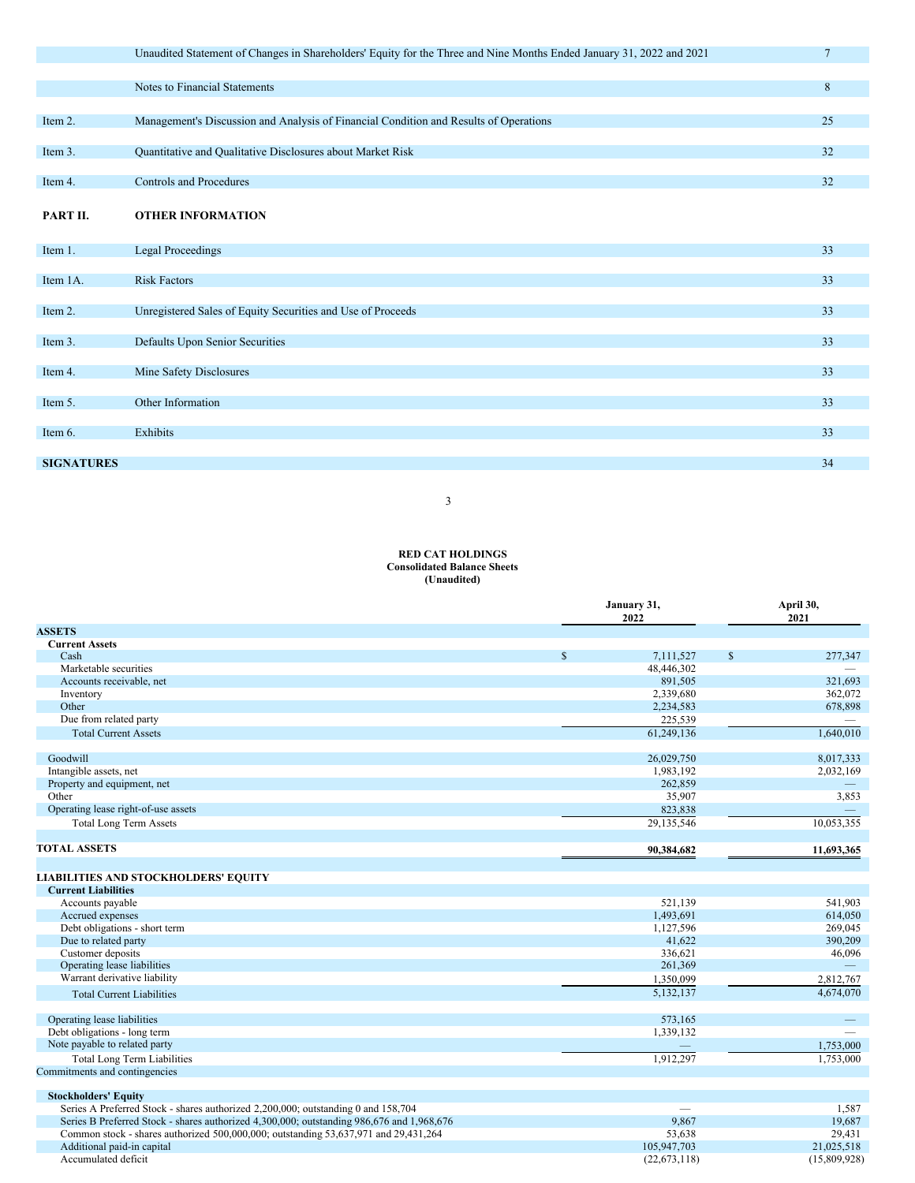| | | |
|---|---|---|
| | Unaudited Statement of Changes in Shareholders' Equity for the Three and Nine Months Ended January 31, 2022 and 2021 | 7 |
| | Notes to Financial Statements | 8 |
| Item 2. | Management's Discussion and Analysis of Financial Condition and Results of Operations | 25 |
| Item 3. | Quantitative and Qualitative Disclosures about Market Risk | 32 |
| Item 4. | Controls and Procedures | 32 |
| **PART II.** | **OTHER INFORMATION** | |
| Item 1. | Legal Proceedings | 33 |
| Item 1A. | Risk Factors | 33 |
| Item 2. | Unregistered Sales of Equity Securities and Use of Proceeds | 33 |
| Item 3. | Defaults Upon Senior Securities | 33 |
| Item 4. | Mine Safety Disclosures | 33 |
| Item 5. | Other Information | 33 |
| Item 6. | Exhibits | 33 |
| **SIGNATURES** | | 34 |

**RED CAT HOLDINGS**
**Consolidated Balance Sheets**
**(Unaudited)**

| | January 31, 2022 | April 30, 2021 |
|---|---|---|
| **ASSETS** | | |
| **Current Assets** | | |
| Cash | $ 7,111,527 | $ 277,347 |
| Marketable securities | 48,446,302 | — |
| Accounts receivable, net | 891,505 | 321,693 |
| Inventory | 2,339,680 | 362,072 |
| Other | 2,234,583 | 678,898 |
| Due from related party | 225,539 | — |
| Total Current Assets | 61,249,136 | 1,640,010 |
| | | |
| Goodwill | 26,029,750 | 8,017,333 |
| Intangible assets, net | 1,983,192 | 2,032,169 |
| Property and equipment, net | 262,859 | — |
| Other | 35,907 | 3,853 |
| Operating lease right-of-use assets | 823,838 | — |
| Total Long Term Assets | 29,135,546 | 10,053,355 |
| | | |
| **TOTAL ASSETS** | **90,384,682** | **11,693,365** |
| | | |
| **LIABILITIES AND STOCKHOLDERS' EQUITY** | | |
| **Current Liabilities** | | |
| Accounts payable | 521,139 | 541,903 |
| Accrued expenses | 1,493,691 | 614,050 |
| Debt obligations - short term | 1,127,596 | 269,045 |
| Due to related party | 41,622 | 390,209 |
| Customer deposits | 336,621 | 46,096 |
| Operating lease liabilities | 261,369 | — |
| Warrant derivative liability | 1,350,099 | 2,812,767 |
| Total Current Liabilities | 5,132,137 | 4,674,070 |
| | | |
| Operating lease liabilities | 573,165 | — |
| Debt obligations - long term | 1,339,132 | — |
| Note payable to related party | — | 1,753,000 |
| Total Long Term Liabilities | 1,912,297 | 1,753,000 |
| Commitments and contingencies | | |
| | | |
| **Stockholders' Equity** | | |
| Series A Preferred Stock - shares authorized 2,200,000; outstanding 0 and 158,704 | — | 1,587 |
| Series B Preferred Stock - shares authorized 4,300,000; outstanding 986,676 and 1,968,676 | 9,867 | 19,687 |
| Common stock - shares authorized 500,000,000; outstanding 53,637,971 and 29,431,264 | 53,638 | 29,431 |
| Additional paid-in capital | 105,947,703 | 21,025,518 |
| Accumulated deficit | (22,673,118) | (15,809,928) |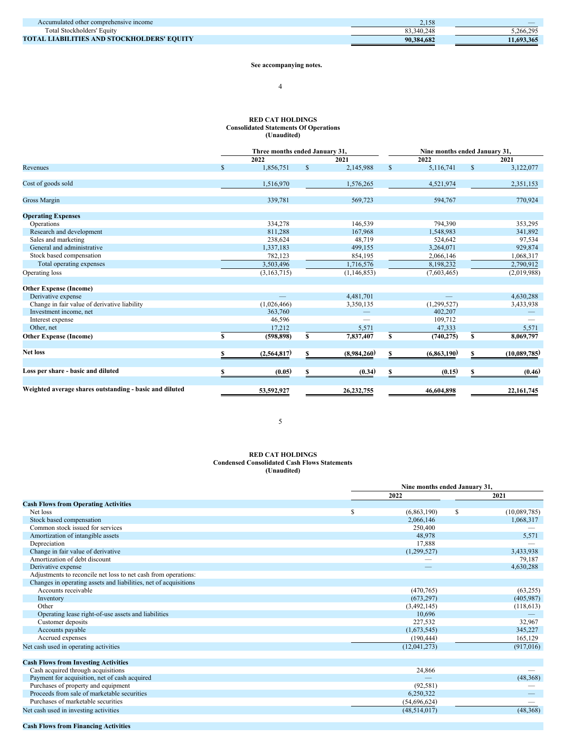| | | |
|---|---|---|
| Accumulated other comprehensive income | 2,158 | — |
| Total Stockholders' Equity | 83,340,248 | 5,266,295 |
| **TOTAL LIABILITIES AND STOCKHOLDERS' EQUITY** | **90,384,682** | **11,693,365** |

**See accompanying notes.**

**RED CAT HOLDINGS**
**Consolidated Statements Of Operations**
**(Unaudited)**

| | Three months ended January 31, | | Nine months ended January 31, | |
|---|---|---|---|---|
| | **2022** | **2021** | **2022** | **2021** |
| Revenues | $ 1,856,751 | $ 2,145,988 | $ 5,116,741 | $ 3,122,077 |
| Cost of goods sold | 1,516,970 | 1,576,265 | 4,521,974 | 2,351,153 |
| Gross Margin | 339,781 | 569,723 | 594,767 | 770,924 |
| **Operating Expenses** | | | | |
| Operations | 334,278 | 146,539 | 794,390 | 353,295 |
| Research and development | 811,288 | 167,968 | 1,548,983 | 341,892 |
| Sales and marketing | 238,624 | 48,719 | 524,642 | 97,534 |
| General and administrative | 1,337,183 | 499,155 | 3,264,071 | 929,874 |
| Stock based compensation | 782,123 | 854,195 | 2,066,146 | 1,068,317 |
| Total operating expenses | 3,503,496 | 1,716,576 | 8,198,232 | 2,790,912 |
| Operating loss | (3,163,715) | (1,146,853) | (7,603,465) | (2,019,988) |
| **Other Expense (Income)** | | | | |
| Derivative expense | — | 4,481,701 | — | 4,630,288 |
| Change in fair value of derivative liability | (1,026,466) | 3,350,135 | (1,299,527) | 3,433,938 |
| Investment income, net | 363,760 | — | 402,207 | — |
| Interest expense | 46,596 | — | 109,712 | — |
| Other, net | 17,212 | 5,571 | 47,333 | 5,571 |
| **Other Expense (Income)** | **$ (598,898)** | **$ 7,837,407** | **$ (740,275)** | **$ 8,069,797** |
| **Net loss** | **$ (2,564,817)** | **$ (8,984,260)** | **$ (6,863,190)** | **$ (10,089,785)** |
| **Loss per share - basic and diluted** | **$ (0.05)** | **$ (0.34)** | **$ (0.15)** | **$ (0.46)** |
| **Weighted average shares outstanding - basic and diluted** | **53,592,927** | **26,232,755** | **46,604,898** | **22,161,745** |

**RED CAT HOLDINGS**
**Condensed Consolidated Cash Flows Statements**
**(Unaudited)**

| | Nine months ended January 31, | |
|---|---|---|
| | **2022** | **2021** |
| **Cash Flows from Operating Activities** | | |
| Net loss | $ (6,863,190) | $ (10,089,785) |
| Stock based compensation | 2,066,146 | 1,068,317 |
| Common stock issued for services | 250,400 | — |
| Amortization of intangible assets | 48,978 | 5,571 |
| Depreciation | 17,888 | — |
| Change in fair value of derivative | (1,299,527) | 3,433,938 |
| Amortization of debt discount | — | 79,187 |
| Derivative expense | — | 4,630,288 |
| Adjustments to reconcile net loss to net cash from operations: | | |
| Changes in operating assets and liabilities, net of acquisitions | | |
| Accounts receivable | (470,765) | (63,255) |
| Inventory | (673,297) | (405,987) |
| Other | (3,492,145) | (118,613) |
| Operating lease right-of-use assets and liabilities | 10,696 | — |
| Customer deposits | 227,532 | 32,967 |
| Accounts payable | (1,673,545) | 345,227 |
| Accrued expenses | (190,444) | 165,129 |
| Net cash used in operating activities | (12,041,273) | (917,016) |
| **Cash Flows from Investing Activities** | | |
| Cash acquired through acquisitions | 24,866 | — |
| Payment for acquisition, net of cash acquired | — | (48,368) |
| Purchases of property and equipment | (92,581) | — |
| Proceeds from sale of marketable securities | 6,250,322 | — |
| Purchases of marketable securities | (54,696,624) | — |
| Net cash used in investing activities | (48,514,017) | (48,368) |
| **Cash Flows from Financing Activities** | | |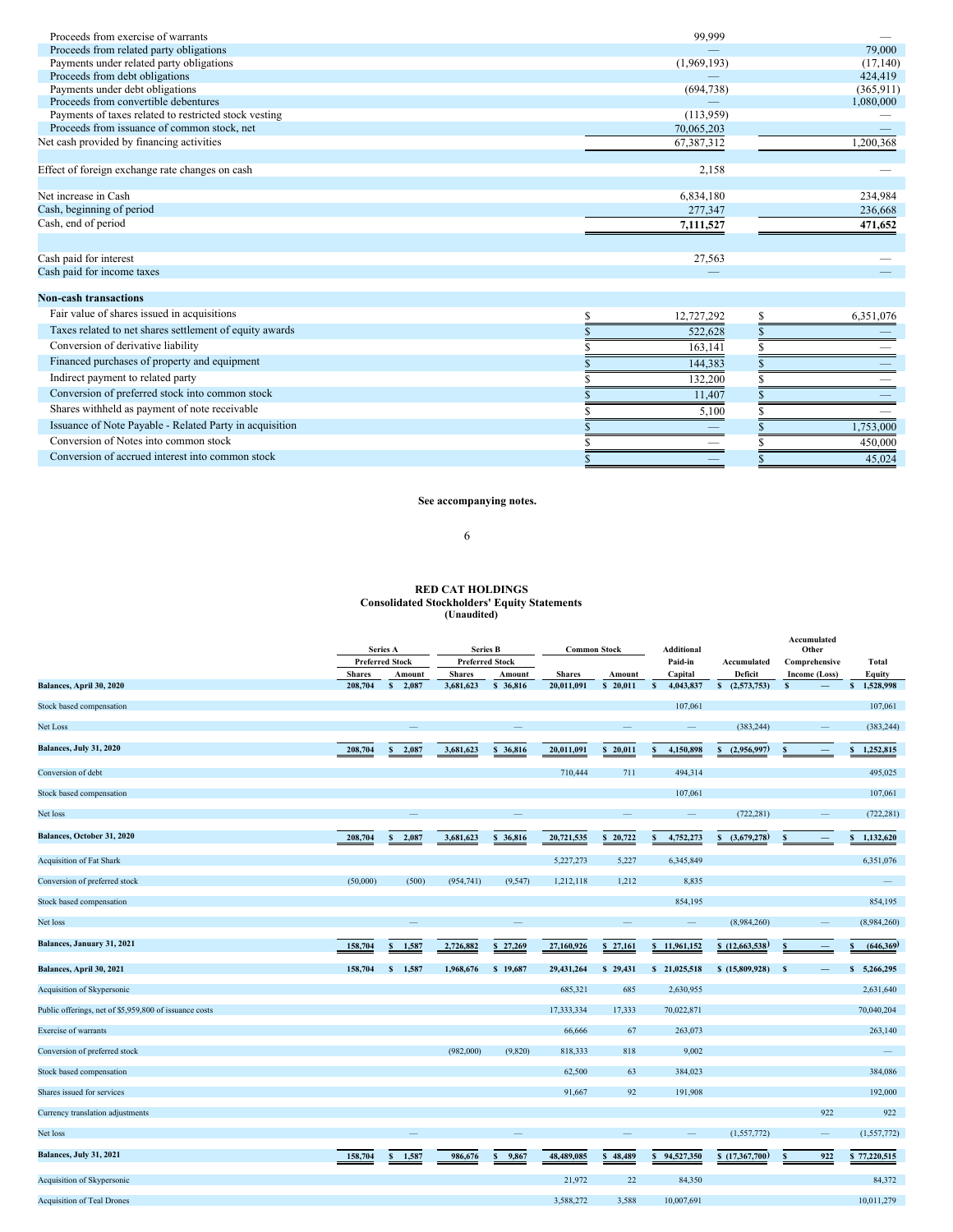| | | |
|---|---|---|
| Proceeds from exercise of warrants | 99,999 | — |
| Proceeds from related party obligations | — | 79,000 |
| Payments under related party obligations | (1,969,193) | (17,140) |
| Proceeds from debt obligations | — | 424,419 |
| Payments under debt obligations | (694,738) | (365,911) |
| Proceeds from convertible debentures | — | 1,080,000 |
| Payments of taxes related to restricted stock vesting | (113,959) | — |
| Proceeds from issuance of common stock, net | 70,065,203 | — |
| Net cash provided by financing activities | 67,387,312 | 1,200,368 |
| | | |
| Effect of foreign exchange rate changes on cash | 2,158 | — |
| | | |
| Net increase in Cash | 6,834,180 | 234,984 |
| Cash, beginning of period | 277,347 | 236,668 |
| Cash, end of period | **7,111,527** | **471,652** |
| | | |
| Cash paid for interest | 27,563 | — |
| Cash paid for income taxes | — | — |
| | | |
| **Non-cash transactions** | | |
| Fair value of shares issued in acquisitions | $ 12,727,292 | $ 6,351,076 |
| Taxes related to net shares settlement of equity awards | $ 522,628 | $ — |
| Conversion of derivative liability | $ 163,141 | $ — |
| Financed purchases of property and equipment | $ 144,383 | $ — |
| Indirect payment to related party | $ 132,200 | $ — |
| Conversion of preferred stock into common stock | $ 11,407 | $ — |
| Shares withheld as payment of note receivable | $ 5,100 | $ — |
| Issuance of Note Payable - Related Party in acquisition | $ — | $ 1,753,000 |
| Conversion of Notes into common stock | $ — | $ 450,000 |
| Conversion of accrued interest into common stock | $ — | $ 45,024 |

**See accompanying notes.**

## RED CAT HOLDINGS
### Consolidated Stockholders' Equity Statements
### (Unaudited)

| | Series A Preferred Stock | | Series B Preferred Stock | | Common Stock | | Additional Paid-in Capital | Accumulated Deficit | Accumulated Other Comprehensive Income (Loss) | Total Equity |
|---|---|---|---|---|---|---|---|---|---|---|
| | Shares | Amount | Shares | Amount | Shares | Amount | | | | |
| **Balances, April 30, 2020** | **208,704** | **$ 2,087** | **3,681,623** | **$ 36,816** | **20,011,091** | **$ 20,011** | **$ 4,043,837** | **$ (2,573,753)** | **$ —** | **$ 1,528,998** |
| Stock based compensation | | | | | | | 107,061 | | | 107,061 |
| Net Loss | — | | — | | — | | — | (383,244) | — | (383,244) |
| **Balances, July 31, 2020** | **208,704** | **$ 2,087** | **3,681,623** | **$ 36,816** | **20,011,091** | **$ 20,011** | **$ 4,150,898** | **$ (2,956,997)** | **$ —** | **$ 1,252,815** |
| Conversion of debt | | | | | 710,444 | 711 | 494,314 | | | 495,025 |
| Stock based compensation | | | | | | | 107,061 | | | 107,061 |
| Net loss | — | | — | | — | | — | (722,281) | — | (722,281) |
| **Balances, October 31, 2020** | **208,704** | **$ 2,087** | **3,681,623** | **$ 36,816** | **20,721,535** | **$ 20,722** | **$ 4,752,273** | **$ (3,679,278)** | **$ —** | **$ 1,132,620** |
| Acquisition of Fat Shark | | | | | 5,227,273 | 5,227 | 6,345,849 | | | 6,351,076 |
| Conversion of preferred stock | (50,000) | (500) | (954,741) | (9,547) | 1,212,118 | 1,212 | 8,835 | | | — |
| Stock based compensation | | | | | | | 854,195 | | | 854,195 |
| Net loss | — | | — | | — | | — | (8,984,260) | — | (8,984,260) |
| **Balances, January 31, 2021** | **158,704** | **$ 1,587** | **2,726,882** | **$ 27,269** | **27,160,926** | **$ 27,161** | **$ 11,961,152** | **$ (12,663,538)** | **$ —** | **$ (646,369)** |
| **Balances, April 30, 2021** | **158,704** | **$ 1,587** | **1,968,676** | **$ 19,687** | **29,431,264** | **$ 29,431** | **$ 21,025,518** | **$ (15,809,928)** | **$ —** | **$ 5,266,295** |
| Acquisition of Skypersonic | | | | | 685,321 | 685 | 2,630,955 | | | 2,631,640 |
| Public offerings, net of $5,959,800 of issuance costs | | | | | 17,333,334 | 17,333 | 70,022,871 | | | 70,040,204 |
| Exercise of warrants | | | | | 66,666 | 67 | 263,073 | | | 263,140 |
| Conversion of preferred stock | | | (982,000) | (9,820) | 818,333 | 818 | 9,002 | | | — |
| Stock based compensation | | | | | 62,500 | 63 | 384,023 | | | 384,086 |
| Shares issued for services | | | | | 91,667 | 92 | 191,908 | | | 192,000 |
| Currency translation adjustments | | | | | | | | | 922 | 922 |
| Net loss | — | | — | | — | | — | (1,557,772) | — | (1,557,772) |
| **Balances, July 31, 2021** | **158,704** | **$ 1,587** | **986,676** | **$ 9,867** | **48,489,085** | **$ 48,489** | **$ 94,527,350** | **$ (17,367,700)** | **$ 922** | **$ 77,220,515** |
| Acquisition of Skypersonic | | | | | 21,972 | 22 | 84,350 | | | 84,372 |
| Acquisition of Teal Drones | | | | | 3,588,272 | 3,588 | 10,007,691 | | | 10,011,279 |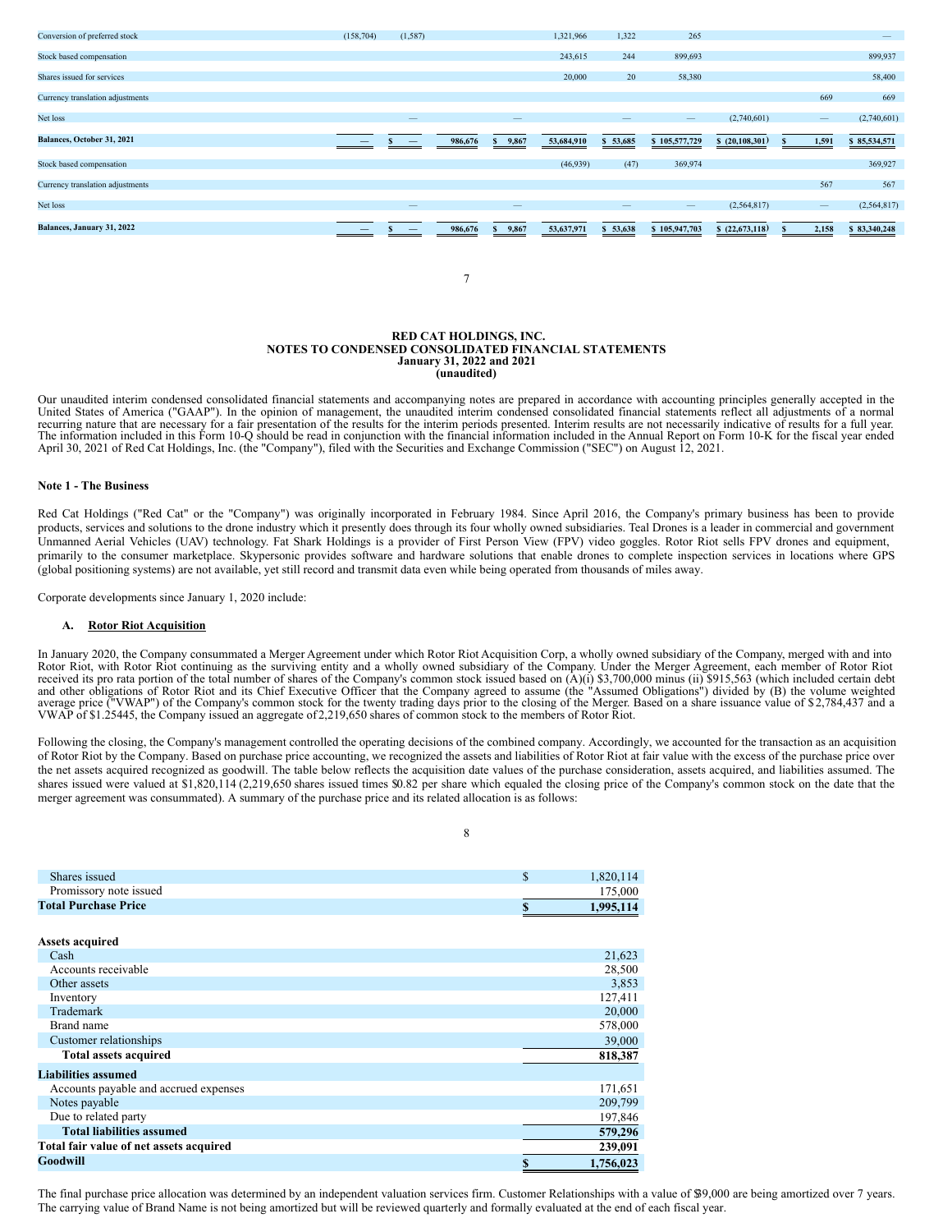| | Preferred Shares | Preferred Amount | Series B Shares | Series B Amount | Common Shares | Common Amount | Additional Paid-in Capital | Accumulated Deficit | Accumulated Other Comprehensive Income | Total |
|---|---|---|---|---|---|---|---|---|---|---|
| Conversion of preferred stock | (158,704) | (1,587) | | | 1,321,966 | 1,322 | 265 | | | — |
| Stock based compensation | | | | | 243,615 | 244 | 899,693 | | | 899,937 |
| Shares issued for services | | | | | 20,000 | 20 | 58,380 | | | 58,400 |
| Currency translation adjustments | | | | | | | | | 669 | 669 |
| Net loss | | — | | — | | — | — | (2,740,601) | — | (2,740,601) |
| **Balances, October 31, 2021** | — | $ — | 986,676 | $ 9,867 | 53,684,910 | $ 53,685 | $ 105,577,729 | $ (20,108,301) | $ 1,591 | $ 85,534,571 |
| Stock based compensation | | | | | (46,939) | (47) | 369,974 | | | 369,927 |
| Currency translation adjustments | | | | | | | | | 567 | 567 |
| Net loss | | — | | — | | — | — | (2,564,817) | — | (2,564,817) |
| **Balances, January 31, 2022** | — | $ — | 986,676 | $ 9,867 | 53,637,971 | $ 53,638 | $ 105,947,703 | $ (22,673,118) | $ 2,158 | $ 83,340,248 |

**RED CAT HOLDINGS, INC.**
**NOTES TO CONDENSED CONSOLIDATED FINANCIAL STATEMENTS**
**January 31, 2022 and 2021**
**(unaudited)**

Our unaudited interim condensed consolidated financial statements and accompanying notes are prepared in accordance with accounting principles generally accepted in the United States of America ("GAAP"). In the opinion of management, the unaudited interim condensed consolidated financial statements reflect all adjustments of a normal recurring nature that are necessary for a fair presentation of the results for the interim periods presented. Interim results are not necessarily indicative of results for a full year. The information included in this Form 10-Q should be read in conjunction with the financial information included in the Annual Report on Form 10-K for the fiscal year ended April 30, 2021 of Red Cat Holdings, Inc. (the "Company"), filed with the Securities and Exchange Commission ("SEC") on August 12, 2021.

**Note 1 - The Business**

Red Cat Holdings ("Red Cat" or the "Company") was originally incorporated in February 1984. Since April 2016, the Company's primary business has been to provide products, services and solutions to the drone industry which it presently does through its four wholly owned subsidiaries. Teal Drones is a leader in commercial and government Unmanned Aerial Vehicles (UAV) technology. Fat Shark Holdings is a provider of First Person View (FPV) video goggles. Rotor Riot sells FPV drones and equipment, primarily to the consumer marketplace. Skypersonic provides software and hardware solutions that enable drones to complete inspection services in locations where GPS (global positioning systems) are not available, yet still record and transmit data even while being operated from thousands of miles away.

Corporate developments since January 1, 2020 include:

**A. Rotor Riot Acquisition**

In January 2020, the Company consummated a Merger Agreement under which Rotor Riot Acquisition Corp, a wholly owned subsidiary of the Company, merged with and into Rotor Riot, with Rotor Riot continuing as the surviving entity and a wholly owned subsidiary of the Company. Under the Merger Agreement, each member of Rotor Riot received its pro rata portion of the total number of shares of the Company's common stock issued based on (A)(i) $3,700,000 minus (ii) $915,563 (which included certain debt and other obligations of Rotor Riot and its Chief Executive Officer that the Company agreed to assume (the "Assumed Obligations") divided by (B) the volume weighted average price ("VWAP") of the Company's common stock for the twenty trading days prior to the closing of the Merger. Based on a share issuance value of $2,784,437 and a VWAP of $1.25445, the Company issued an aggregate of 2,219,650 shares of common stock to the members of Rotor Riot.

Following the closing, the Company's management controlled the operating decisions of the combined company. Accordingly, we accounted for the transaction as an acquisition of Rotor Riot by the Company. Based on purchase price accounting, we recognized the assets and liabilities of Rotor Riot at fair value with the excess of the purchase price over the net assets acquired recognized as goodwill. The table below reflects the acquisition date values of the purchase consideration, assets acquired, and liabilities assumed. The shares issued were valued at $1,820,114 (2,219,650 shares issued times $0.82 per share which equaled the closing price of the Company's common stock on the date that the merger agreement was consummated). A summary of the purchase price and its related allocation is as follows:

| | |
|---|---|
| Shares issued | $ 1,820,114 |
| Promissory note issued | 175,000 |
| **Total Purchase Price** | **$ 1,995,114** |
| | |
| **Assets acquired** | |
| Cash | 21,623 |
| Accounts receivable | 28,500 |
| Other assets | 3,853 |
| Inventory | 127,411 |
| Trademark | 20,000 |
| Brand name | 578,000 |
| Customer relationships | 39,000 |
| **Total assets acquired** | **818,387** |
| **Liabilities assumed** | |
| Accounts payable and accrued expenses | 171,651 |
| Notes payable | 209,799 |
| Due to related party | 197,846 |
| **Total liabilities assumed** | **579,296** |
| **Total fair value of net assets acquired** | **239,091** |
| **Goodwill** | **$ 1,756,023** |

The final purchase price allocation was determined by an independent valuation services firm. Customer Relationships with a value of $39,000 are being amortized over 7 years. The carrying value of Brand Name is not being amortized but will be reviewed quarterly and formally evaluated at the end of each fiscal year.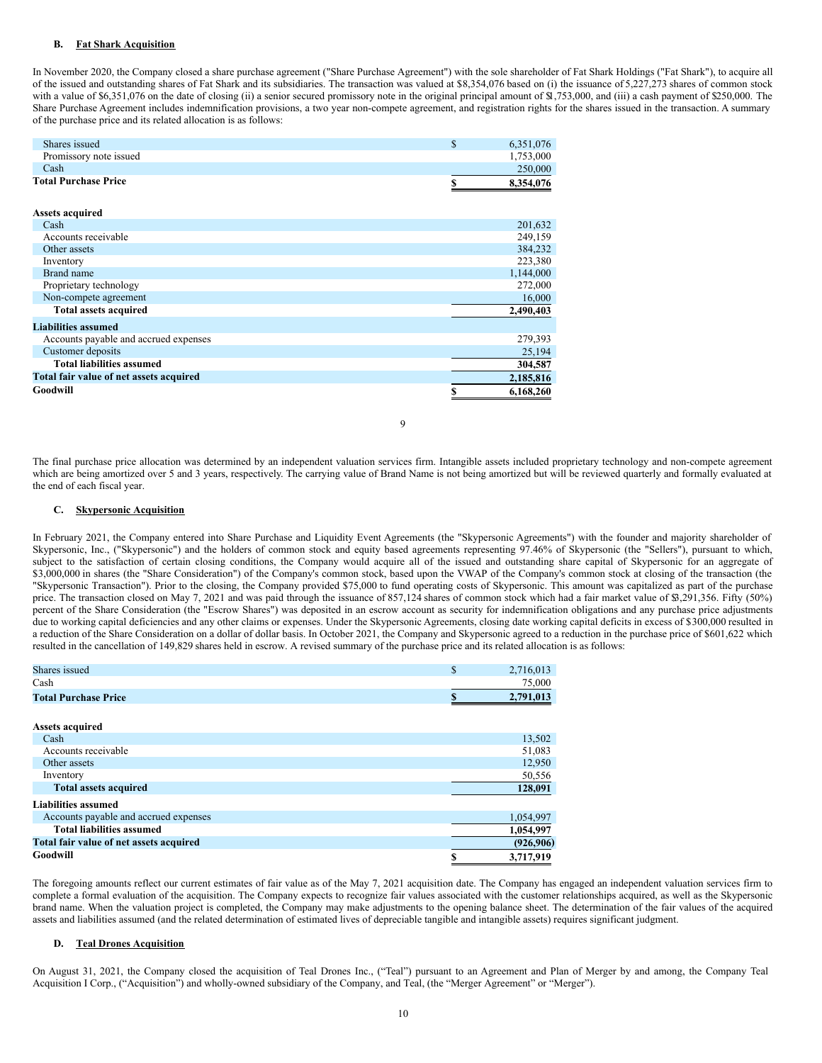### B. Fat Shark Acquisition

In November 2020, the Company closed a share purchase agreement ("Share Purchase Agreement") with the sole shareholder of Fat Shark Holdings ("Fat Shark"), to acquire all of the issued and outstanding shares of Fat Shark and its subsidiaries. The transaction was valued at $8,354,076 based on (i) the issuance of 5,227,273 shares of common stock with a value of $6,351,076 on the date of closing (ii) a senior secured promissory note in the original principal amount of $1,753,000, and (iii) a cash payment of $250,000. The Share Purchase Agreement includes indemnification provisions, a two year non-compete agreement, and registration rights for the shares issued in the transaction. A summary of the purchase price and its related allocation is as follows:

| | |
|---|---|
| Shares issued | $ 6,351,076 |
| Promissory note issued | 1,753,000 |
| Cash | 250,000 |
| **Total Purchase Price** | **$ 8,354,076** |
| | |
| **Assets acquired** | |
| Cash | 201,632 |
| Accounts receivable | 249,159 |
| Other assets | 384,232 |
| Inventory | 223,380 |
| Brand name | 1,144,000 |
| Proprietary technology | 272,000 |
| Non-compete agreement | 16,000 |
| **Total assets acquired** | **2,490,403** |
| **Liabilities assumed** | |
| Accounts payable and accrued expenses | 279,393 |
| Customer deposits | 25,194 |
| **Total liabilities assumed** | **304,587** |
| **Total fair value of net assets acquired** | **2,185,816** |
| **Goodwill** | **$ 6,168,260** |

The final purchase price allocation was determined by an independent valuation services firm. Intangible assets included proprietary technology and non-compete agreement which are being amortized over 5 and 3 years, respectively. The carrying value of Brand Name is not being amortized but will be reviewed quarterly and formally evaluated at the end of each fiscal year.

### C. Skypersonic Acquisition

In February 2021, the Company entered into Share Purchase and Liquidity Event Agreements (the "Skypersonic Agreements") with the founder and majority shareholder of Skypersonic, Inc., ("Skypersonic") and the holders of common stock and equity based agreements representing 97.46% of Skypersonic (the "Sellers"), pursuant to which, subject to the satisfaction of certain closing conditions, the Company would acquire all of the issued and outstanding share capital of Skypersonic for an aggregate of $3,000,000 in shares (the "Share Consideration") of the Company's common stock, based upon the VWAP of the Company's common stock at closing of the transaction (the "Skypersonic Transaction"). Prior to the closing, the Company provided $75,000 to fund operating costs of Skypersonic. This amount was capitalized as part of the purchase price. The transaction closed on May 7, 2021 and was paid through the issuance of 857,124 shares of common stock which had a fair market value of $3,291,356. Fifty (50%) percent of the Share Consideration (the "Escrow Shares") was deposited in an escrow account as security for indemnification obligations and any purchase price adjustments due to working capital deficiencies and any other claims or expenses. Under the Skypersonic Agreements, closing date working capital deficits in excess of $300,000 resulted in a reduction of the Share Consideration on a dollar of dollar basis. In October 2021, the Company and Skypersonic agreed to a reduction in the purchase price of $601,622 which resulted in the cancellation of 149,829 shares held in escrow. A revised summary of the purchase price and its related allocation is as follows:

| | |
|---|---|
| Shares issued | $ 2,716,013 |
| Cash | 75,000 |
| **Total Purchase Price** | **$ 2,791,013** |
| | |
| **Assets acquired** | |
| Cash | 13,502 |
| Accounts receivable | 51,083 |
| Other assets | 12,950 |
| Inventory | 50,556 |
| **Total assets acquired** | **128,091** |
| **Liabilities assumed** | |
| Accounts payable and accrued expenses | 1,054,997 |
| **Total liabilities assumed** | **1,054,997** |
| **Total fair value of net assets acquired** | **(926,906)** |
| **Goodwill** | **$ 3,717,919** |

The foregoing amounts reflect our current estimates of fair value as of the May 7, 2021 acquisition date. The Company has engaged an independent valuation services firm to complete a formal evaluation of the acquisition. The Company expects to recognize fair values associated with the customer relationships acquired, as well as the Skypersonic brand name. When the valuation project is completed, the Company may make adjustments to the opening balance sheet. The determination of the fair values of the acquired assets and liabilities assumed (and the related determination of estimated lives of depreciable tangible and intangible assets) requires significant judgment.

### D. Teal Drones Acquisition

On August 31, 2021, the Company closed the acquisition of Teal Drones Inc., ("Teal") pursuant to an Agreement and Plan of Merger by and among, the Company Teal Acquisition I Corp., ("Acquisition") and wholly-owned subsidiary of the Company, and Teal, (the "Merger Agreement" or "Merger").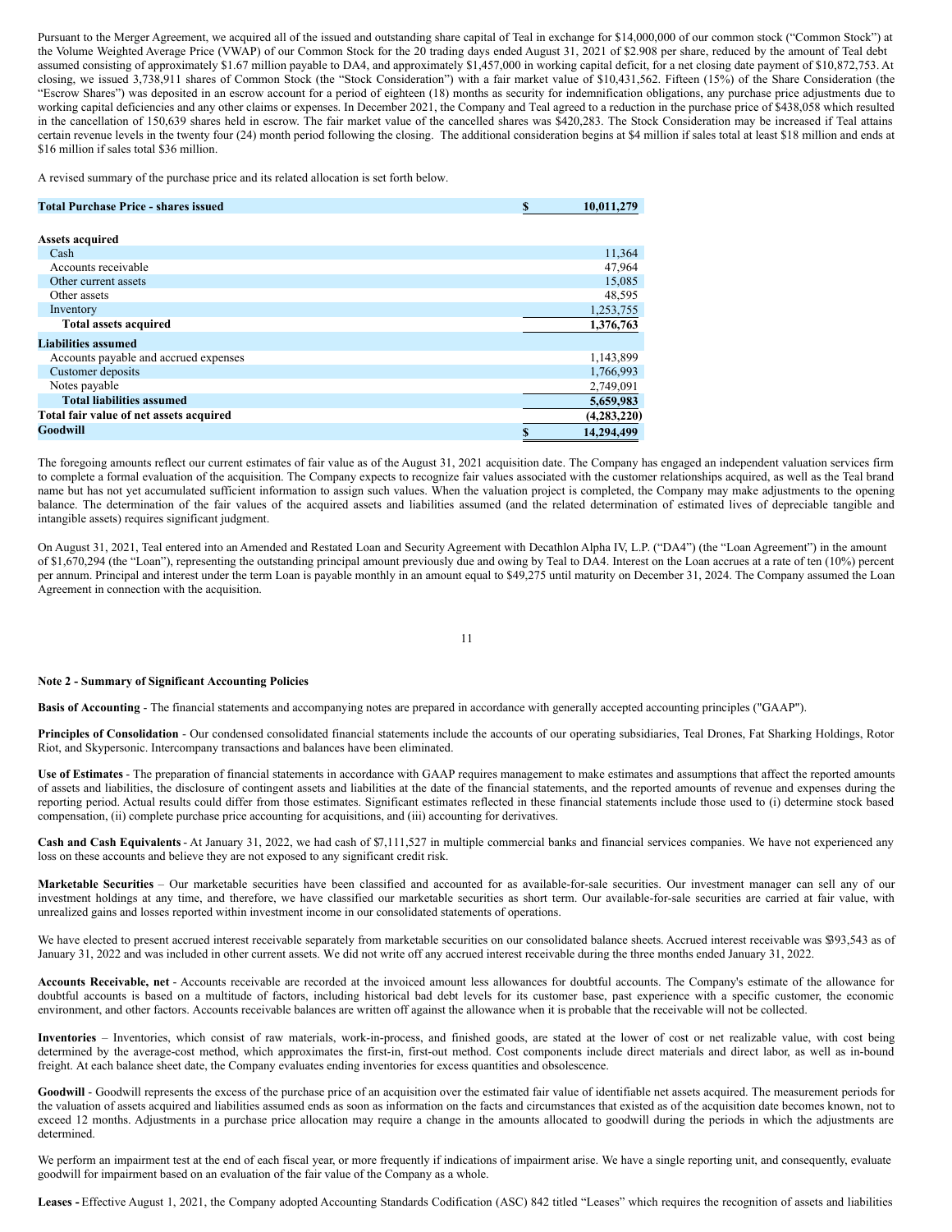Pursuant to the Merger Agreement, we acquired all of the issued and outstanding share capital of Teal in exchange for $14,000,000 of our common stock ("Common Stock") at the Volume Weighted Average Price (VWAP) of our Common Stock for the 20 trading days ended August 31, 2021 of $2.908 per share, reduced by the amount of Teal debt assumed consisting of approximately $1.67 million payable to DA4, and approximately $1,457,000 in working capital deficit, for a net closing date payment of $10,872,753. At closing, we issued 3,738,911 shares of Common Stock (the "Stock Consideration") with a fair market value of $10,431,562. Fifteen (15%) of the Share Consideration (the "Escrow Shares") was deposited in an escrow account for a period of eighteen (18) months as security for indemnification obligations, any purchase price adjustments due to working capital deficiencies and any other claims or expenses. In December 2021, the Company and Teal agreed to a reduction in the purchase price of $438,058 which resulted in the cancellation of 150,639 shares held in escrow. The fair market value of the cancelled shares was $420,283. The Stock Consideration may be increased if Teal attains certain revenue levels in the twenty four (24) month period following the closing. The additional consideration begins at $4 million if sales total at least $18 million and ends at $16 million if sales total $36 million.

A revised summary of the purchase price and its related allocation is set forth below.

| | |
|---|---|
| **Total Purchase Price - shares issued** | $ 10,011,279 |
| | |
| **Assets acquired** | |
| Cash | 11,364 |
| Accounts receivable | 47,964 |
| Other current assets | 15,085 |
| Other assets | 48,595 |
| Inventory | 1,253,755 |
| **Total assets acquired** | 1,376,763 |
| **Liabilities assumed** | |
| Accounts payable and accrued expenses | 1,143,899 |
| Customer deposits | 1,766,993 |
| Notes payable | 2,749,091 |
| **Total liabilities assumed** | 5,659,983 |
| **Total fair value of net assets acquired** | (4,283,220) |
| **Goodwill** | $ 14,294,499 |

The foregoing amounts reflect our current estimates of fair value as of the August 31, 2021 acquisition date. The Company has engaged an independent valuation services firm to complete a formal evaluation of the acquisition. The Company expects to recognize fair values associated with the customer relationships acquired, as well as the Teal brand name but has not yet accumulated sufficient information to assign such values. When the valuation project is completed, the Company may make adjustments to the opening balance. The determination of the fair values of the acquired assets and liabilities assumed (and the related determination of estimated lives of depreciable tangible and intangible assets) requires significant judgment.

On August 31, 2021, Teal entered into an Amended and Restated Loan and Security Agreement with Decathlon Alpha IV, L.P. ("DA4") (the "Loan Agreement") in the amount of $1,670,294 (the "Loan"), representing the outstanding principal amount previously due and owing by Teal to DA4. Interest on the Loan accrues at a rate of ten (10%) percent per annum. Principal and interest under the term Loan is payable monthly in an amount equal to $49,275 until maturity on December 31, 2024. The Company assumed the Loan Agreement in connection with the acquisition.

**Note 2 - Summary of Significant Accounting Policies**

**Basis of Accounting** - The financial statements and accompanying notes are prepared in accordance with generally accepted accounting principles ("GAAP").

**Principles of Consolidation** - Our condensed consolidated financial statements include the accounts of our operating subsidiaries, Teal Drones, Fat Sharking Holdings, Rotor Riot, and Skypersonic. Intercompany transactions and balances have been eliminated.

**Use of Estimates** - The preparation of financial statements in accordance with GAAP requires management to make estimates and assumptions that affect the reported amounts of assets and liabilities, the disclosure of contingent assets and liabilities at the date of the financial statements, and the reported amounts of revenue and expenses during the reporting period. Actual results could differ from those estimates. Significant estimates reflected in these financial statements include those used to (i) determine stock based compensation, (ii) complete purchase price accounting for acquisitions, and (iii) accounting for derivatives.

**Cash and Cash Equivalents** - At January 31, 2022, we had cash of $7,111,527 in multiple commercial banks and financial services companies. We have not experienced any loss on these accounts and believe they are not exposed to any significant credit risk.

**Marketable Securities** – Our marketable securities have been classified and accounted for as available-for-sale securities. Our investment manager can sell any of our investment holdings at any time, and therefore, we have classified our marketable securities as short term. Our available-for-sale securities are carried at fair value, with unrealized gains and losses reported within investment income in our consolidated statements of operations.

We have elected to present accrued interest receivable separately from marketable securities on our consolidated balance sheets. Accrued interest receivable was $393,543 as of January 31, 2022 and was included in other current assets. We did not write off any accrued interest receivable during the three months ended January 31, 2022.

**Accounts Receivable, net** - Accounts receivable are recorded at the invoiced amount less allowances for doubtful accounts. The Company's estimate of the allowance for doubtful accounts is based on a multitude of factors, including historical bad debt levels for its customer base, past experience with a specific customer, the economic environment, and other factors. Accounts receivable balances are written off against the allowance when it is probable that the receivable will not be collected.

**Inventories** – Inventories, which consist of raw materials, work-in-process, and finished goods, are stated at the lower of cost or net realizable value, with cost being determined by the average-cost method, which approximates the first-in, first-out method. Cost components include direct materials and direct labor, as well as in-bound freight. At each balance sheet date, the Company evaluates ending inventories for excess quantities and obsolescence.

**Goodwill** - Goodwill represents the excess of the purchase price of an acquisition over the estimated fair value of identifiable net assets acquired. The measurement periods for the valuation of assets acquired and liabilities assumed ends as soon as information on the facts and circumstances that existed as of the acquisition date becomes known, not to exceed 12 months. Adjustments in a purchase price allocation may require a change in the amounts allocated to goodwill during the periods in which the adjustments are determined.

We perform an impairment test at the end of each fiscal year, or more frequently if indications of impairment arise. We have a single reporting unit, and consequently, evaluate goodwill for impairment based on an evaluation of the fair value of the Company as a whole.

**Leases -** Effective August 1, 2021, the Company adopted Accounting Standards Codification (ASC) 842 titled "Leases" which requires the recognition of assets and liabilities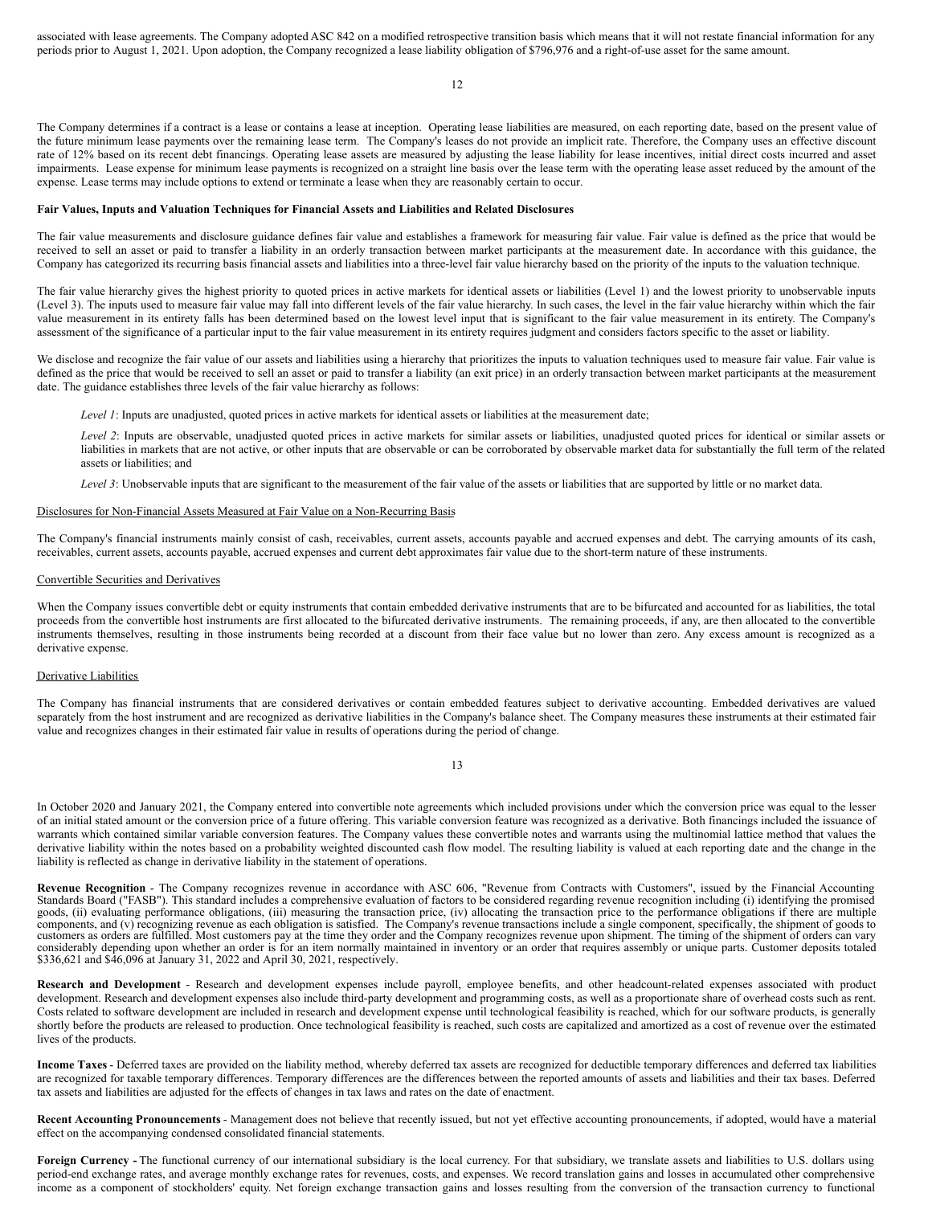associated with lease agreements. The Company adopted ASC 842 on a modified retrospective transition basis which means that it will not restate financial information for any periods prior to August 1, 2021. Upon adoption, the Company recognized a lease liability obligation of $796,976 and a right-of-use asset for the same amount.

The Company determines if a contract is a lease or contains a lease at inception. Operating lease liabilities are measured, on each reporting date, based on the present value of the future minimum lease payments over the remaining lease term. The Company's leases do not provide an implicit rate. Therefore, the Company uses an effective discount rate of 12% based on its recent debt financings. Operating lease assets are measured by adjusting the lease liability for lease incentives, initial direct costs incurred and asset impairments. Lease expense for minimum lease payments is recognized on a straight line basis over the lease term with the operating lease asset reduced by the amount of the expense. Lease terms may include options to extend or terminate a lease when they are reasonably certain to occur.

**Fair Values, Inputs and Valuation Techniques for Financial Assets and Liabilities and Related Disclosures**

The fair value measurements and disclosure guidance defines fair value and establishes a framework for measuring fair value. Fair value is defined as the price that would be received to sell an asset or paid to transfer a liability in an orderly transaction between market participants at the measurement date. In accordance with this guidance, the Company has categorized its recurring basis financial assets and liabilities into a three-level fair value hierarchy based on the priority of the inputs to the valuation technique.

The fair value hierarchy gives the highest priority to quoted prices in active markets for identical assets or liabilities (Level 1) and the lowest priority to unobservable inputs (Level 3). The inputs used to measure fair value may fall into different levels of the fair value hierarchy. In such cases, the level in the fair value hierarchy within which the fair value measurement in its entirety falls has been determined based on the lowest level input that is significant to the fair value measurement in its entirety. The Company's assessment of the significance of a particular input to the fair value measurement in its entirety requires judgment and considers factors specific to the asset or liability.

We disclose and recognize the fair value of our assets and liabilities using a hierarchy that prioritizes the inputs to valuation techniques used to measure fair value. Fair value is defined as the price that would be received to sell an asset or paid to transfer a liability (an exit price) in an orderly transaction between market participants at the measurement date. The guidance establishes three levels of the fair value hierarchy as follows:

*Level 1*: Inputs are unadjusted, quoted prices in active markets for identical assets or liabilities at the measurement date;

*Level 2*: Inputs are observable, unadjusted quoted prices in active markets for similar assets or liabilities, unadjusted quoted prices for identical or similar assets or liabilities in markets that are not active, or other inputs that are observable or can be corroborated by observable market data for substantially the full term of the related assets or liabilities; and

*Level 3*: Unobservable inputs that are significant to the measurement of the fair value of the assets or liabilities that are supported by little or no market data.

Disclosures for Non-Financial Assets Measured at Fair Value on a Non-Recurring Basis

The Company's financial instruments mainly consist of cash, receivables, current assets, accounts payable and accrued expenses and debt. The carrying amounts of its cash, receivables, current assets, accounts payable, accrued expenses and current debt approximates fair value due to the short-term nature of these instruments.

Convertible Securities and Derivatives

When the Company issues convertible debt or equity instruments that contain embedded derivative instruments that are to be bifurcated and accounted for as liabilities, the total proceeds from the convertible host instruments are first allocated to the bifurcated derivative instruments. The remaining proceeds, if any, are then allocated to the convertible instruments themselves, resulting in those instruments being recorded at a discount from their face value but no lower than zero. Any excess amount is recognized as a derivative expense.

Derivative Liabilities

The Company has financial instruments that are considered derivatives or contain embedded features subject to derivative accounting. Embedded derivatives are valued separately from the host instrument and are recognized as derivative liabilities in the Company's balance sheet. The Company measures these instruments at their estimated fair value and recognizes changes in their estimated fair value in results of operations during the period of change.

In October 2020 and January 2021, the Company entered into convertible note agreements which included provisions under which the conversion price was equal to the lesser of an initial stated amount or the conversion price of a future offering. This variable conversion feature was recognized as a derivative. Both financings included the issuance of warrants which contained similar variable conversion features. The Company values these convertible notes and warrants using the multinomial lattice method that values the derivative liability within the notes based on a probability weighted discounted cash flow model. The resulting liability is valued at each reporting date and the change in the liability is reflected as change in derivative liability in the statement of operations.

**Revenue Recognition** - The Company recognizes revenue in accordance with ASC 606, "Revenue from Contracts with Customers", issued by the Financial Accounting Standards Board ("FASB"). This standard includes a comprehensive evaluation of factors to be considered regarding revenue recognition including (i) identifying the promised goods, (ii) evaluating performance obligations, (iii) measuring the transaction price, (iv) allocating the transaction price to the performance obligations if there are multiple components, and (v) recognizing revenue as each obligation is satisfied. The Company's revenue transactions include a single component, specifically, the shipment of goods to customers as orders are fulfilled. Most customers pay at the time they order and the Company recognizes revenue upon shipment. The timing of the shipment of orders can vary considerably depending upon whether an order is for an item normally maintained in inventory or an order that requires assembly or unique parts. Customer deposits totaled $336,621 and $46,096 at January 31, 2022 and April 30, 2021, respectively.

**Research and Development** - Research and development expenses include payroll, employee benefits, and other headcount-related expenses associated with product development. Research and development expenses also include third-party development and programming costs, as well as a proportionate share of overhead costs such as rent. Costs related to software development are included in research and development expense until technological feasibility is reached, which for our software products, is generally shortly before the products are released to production. Once technological feasibility is reached, such costs are capitalized and amortized as a cost of revenue over the estimated lives of the products.

**Income Taxes** - Deferred taxes are provided on the liability method, whereby deferred tax assets are recognized for deductible temporary differences and deferred tax liabilities are recognized for taxable temporary differences. Temporary differences are the differences between the reported amounts of assets and liabilities and their tax bases. Deferred tax assets and liabilities are adjusted for the effects of changes in tax laws and rates on the date of enactment.

**Recent Accounting Pronouncements** - Management does not believe that recently issued, but not yet effective accounting pronouncements, if adopted, would have a material effect on the accompanying condensed consolidated financial statements.

**Foreign Currency -** The functional currency of our international subsidiary is the local currency. For that subsidiary, we translate assets and liabilities to U.S. dollars using period-end exchange rates, and average monthly exchange rates for revenues, costs, and expenses. We record translation gains and losses in accumulated other comprehensive income as a component of stockholders' equity. Net foreign exchange transaction gains and losses resulting from the conversion of the transaction currency to functional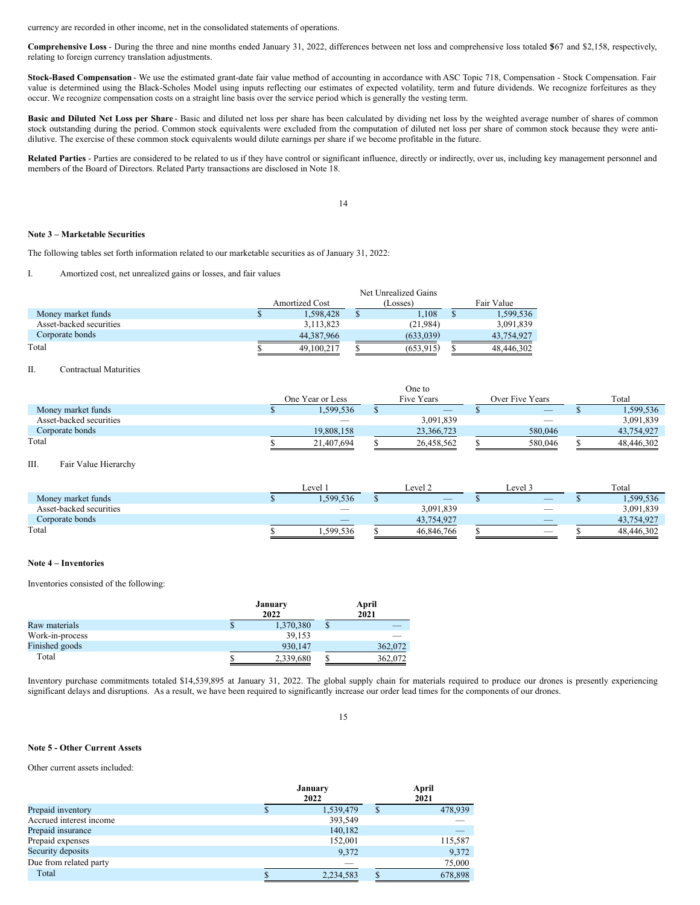currency are recorded in other income, net in the consolidated statements of operations.

**Comprehensive Loss** - During the three and nine months ended January 31, 2022, differences between net loss and comprehensive loss totaled $567 and $2,158, respectively, relating to foreign currency translation adjustments.

**Stock-Based Compensation** - We use the estimated grant-date fair value method of accounting in accordance with ASC Topic 718, Compensation - Stock Compensation. Fair value is determined using the Black-Scholes Model using inputs reflecting our estimates of expected volatility, term and future dividends. We recognize forfeitures as they occur. We recognize compensation costs on a straight line basis over the service period which is generally the vesting term.

**Basic and Diluted Net Loss per Share** - Basic and diluted net loss per share has been calculated by dividing net loss by the weighted average number of shares of common stock outstanding during the period. Common stock equivalents were excluded from the computation of diluted net loss per share of common stock because they were anti-dilutive. The exercise of these common stock equivalents would dilute earnings per share if we become profitable in the future.

**Related Parties** - Parties are considered to be related to us if they have control or significant influence, directly or indirectly, over us, including key management personnel and members of the Board of Directors. Related Party transactions are disclosed in Note 18.

**Note 3 – Marketable Securities**

The following tables set forth information related to our marketable securities as of January 31, 2022:

I. Amortized cost, net unrealized gains or losses, and fair values

| | Amortized Cost | Net Unrealized Gains (Losses) | Fair Value |
|---|---|---|---|
| Money market funds | $ 1,598,428 | $ 1,108 | $ 1,599,536 |
| Asset-backed securities | 3,113,823 | (21,984) | 3,091,839 |
| Corporate bonds | 44,387,966 | (633,039) | 43,754,927 |
| Total | $ 49,100,217 | $ (653,915) | $ 48,446,302 |

II. Contractual Maturities

| | One Year or Less | One to Five Years | Over Five Years | Total |
|---|---|---|---|---|
| Money market funds | $ 1,599,536 | $ — | $ — | $ 1,599,536 |
| Asset-backed securities | — | 3,091,839 | — | 3,091,839 |
| Corporate bonds | 19,808,158 | 23,366,723 | 580,046 | 43,754,927 |
| Total | $ 21,407,694 | $ 26,458,562 | $ 580,046 | $ 48,446,302 |

III. Fair Value Hierarchy

| | Level 1 | Level 2 | Level 3 | Total |
|---|---|---|---|---|
| Money market funds | $ 1,599,536 | $ — | $ — | $ 1,599,536 |
| Asset-backed securities | — | 3,091,839 | — | 3,091,839 |
| Corporate bonds | — | 43,754,927 | — | 43,754,927 |
| Total | $ 1,599,536 | $ 46,846,766 | $ — | $ 48,446,302 |

**Note 4 – Inventories**

Inventories consisted of the following:

| | January 2022 | April 2021 |
|---|---|---|
| Raw materials | $ 1,370,380 | $ — |
| Work-in-process | 39,153 | — |
| Finished goods | 930,147 | 362,072 |
| Total | $ 2,339,680 | $ 362,072 |

Inventory purchase commitments totaled $14,539,895 at January 31, 2022. The global supply chain for materials required to produce our drones is presently experiencing significant delays and disruptions. As a result, we have been required to significantly increase our order lead times for the components of our drones.

**Note 5 - Other Current Assets**

Other current assets included:

| | January 2022 | April 2021 |
|---|---|---|
| Prepaid inventory | $ 1,539,479 | $ 478,939 |
| Accrued interest income | 393,549 | — |
| Prepaid insurance | 140,182 | — |
| Prepaid expenses | 152,001 | 115,587 |
| Security deposits | 9,372 | 9,372 |
| Due from related party | — | 75,000 |
| Total | $ 2,234,583 | $ 678,898 |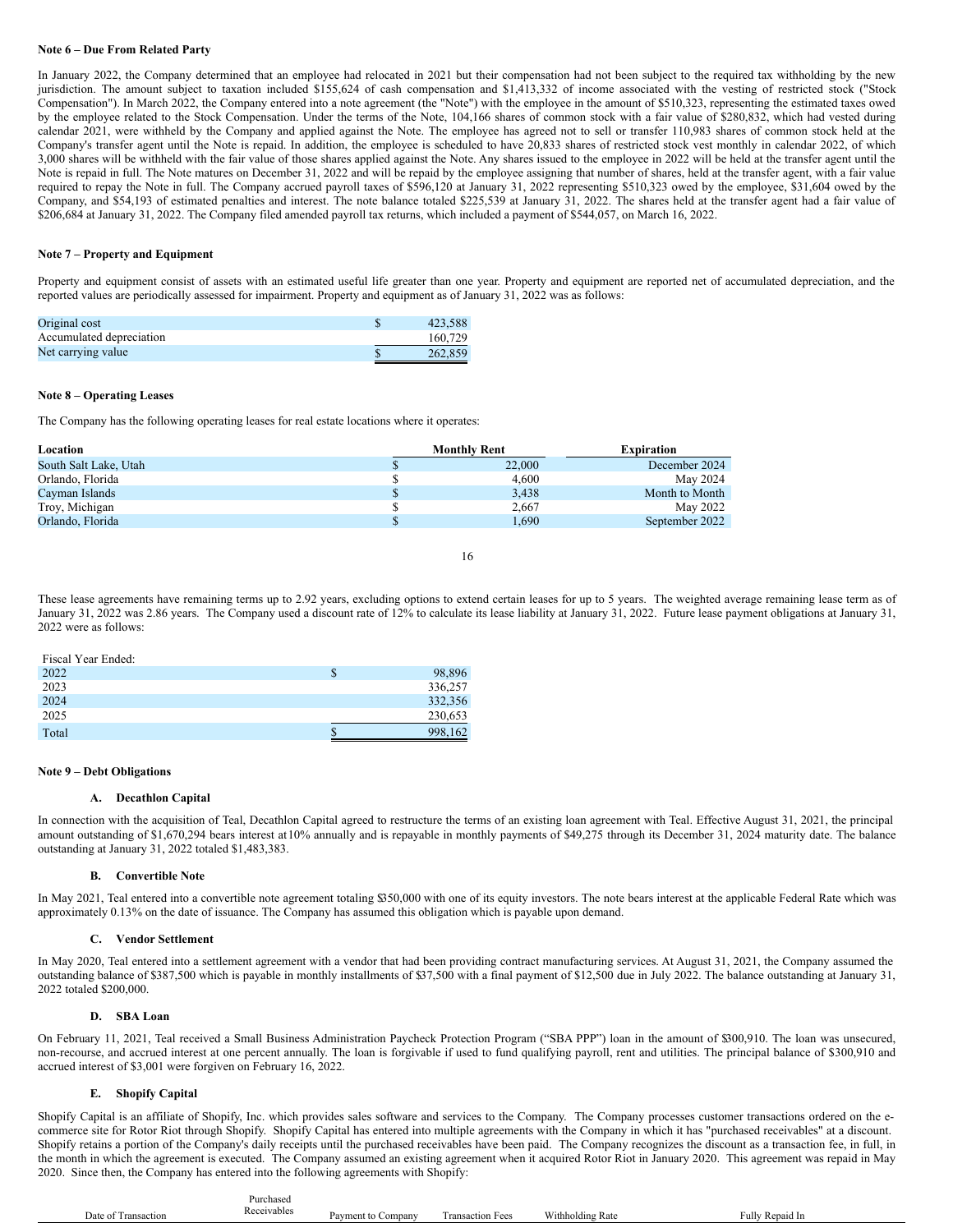**Note 6 – Due From Related Party**

In January 2022, the Company determined that an employee had relocated in 2021 but their compensation had not been subject to the required tax withholding by the new jurisdiction. The amount subject to taxation included $155,624 of cash compensation and $1,413,332 of income associated with the vesting of restricted stock ("Stock Compensation"). In March 2022, the Company entered into a note agreement (the "Note") with the employee in the amount of $510,323, representing the estimated taxes owed by the employee related to the Stock Compensation. Under the terms of the Note, 104,166 shares of common stock with a fair value of $280,832, which had vested during calendar 2021, were withheld by the Company and applied against the Note. The employee has agreed not to sell or transfer 110,983 shares of common stock held at the Company's transfer agent until the Note is repaid. In addition, the employee is scheduled to have 20,833 shares of restricted stock vest monthly in calendar 2022, of which 3,000 shares will be withheld with the fair value of those shares applied against the Note. Any shares issued to the employee in 2022 will be held at the transfer agent until the Note is repaid in full. The Note matures on December 31, 2022 and will be repaid by the employee assigning that number of shares, held at the transfer agent, with a fair value required to repay the Note in full. The Company accrued payroll taxes of $596,120 at January 31, 2022 representing $510,323 owed by the employee, $31,604 owed by the Company, and $54,193 of estimated penalties and interest. The note balance totaled $225,539 at January 31, 2022. The shares held at the transfer agent had a fair value of $206,684 at January 31, 2022. The Company filed amended payroll tax returns, which included a payment of $544,057, on March 16, 2022.

**Note 7 – Property and Equipment**

Property and equipment consist of assets with an estimated useful life greater than one year. Property and equipment are reported net of accumulated depreciation, and the reported values are periodically assessed for impairment. Property and equipment as of January 31, 2022 was as follows:

| | | |
|---|---|---|
| Original cost | $ | 423,588 |
| Accumulated depreciation | | 160,729 |
| Net carrying value | $ | 262,859 |

**Note 8 – Operating Leases**

The Company has the following operating leases for real estate locations where it operates:

| Location | | Monthly Rent | Expiration |
|---|---|---|---|
| South Salt Lake, Utah | $ | 22,000 | December 2024 |
| Orlando, Florida | $ | 4,600 | May 2024 |
| Cayman Islands | $ | 3,438 | Month to Month |
| Troy, Michigan | $ | 2,667 | May 2022 |
| Orlando, Florida | $ | 1,690 | September 2022 |

These lease agreements have remaining terms up to 2.92 years, excluding options to extend certain leases for up to 5 years. The weighted average remaining lease term as of January 31, 2022 was 2.86 years. The Company used a discount rate of 12% to calculate its lease liability at January 31, 2022. Future lease payment obligations at January 31, 2022 were as follows:

| Fiscal Year Ended: | | |
|---|---|---|
| 2022 | $ | 98,896 |
| 2023 | | 336,257 |
| 2024 | | 332,356 |
| 2025 | | 230,653 |
| Total | $ | 998,162 |

**Note 9 – Debt Obligations**

**A. Decathlon Capital**

In connection with the acquisition of Teal, Decathlon Capital agreed to restructure the terms of an existing loan agreement with Teal. Effective August 31, 2021, the principal amount outstanding of $1,670,294 bears interest at 10% annually and is repayable in monthly payments of $49,275 through its December 31, 2024 maturity date. The balance outstanding at January 31, 2022 totaled $1,483,383.

**B. Convertible Note**

In May 2021, Teal entered into a convertible note agreement totaling $350,000 with one of its equity investors. The note bears interest at the applicable Federal Rate which was approximately 0.13% on the date of issuance. The Company has assumed this obligation which is payable upon demand.

**C. Vendor Settlement**

In May 2020, Teal entered into a settlement agreement with a vendor that had been providing contract manufacturing services. At August 31, 2021, the Company assumed the outstanding balance of $387,500 which is payable in monthly installments of $37,500 with a final payment of $12,500 due in July 2022. The balance outstanding at January 31, 2022 totaled $200,000.

**D. SBA Loan**

On February 11, 2021, Teal received a Small Business Administration Paycheck Protection Program ("SBA PPP") loan in the amount of $300,910. The loan was unsecured, non-recourse, and accrued interest at one percent annually. The loan is forgivable if used to fund qualifying payroll, rent and utilities. The principal balance of $300,910 and accrued interest of $3,001 were forgiven on February 16, 2022.

**E. Shopify Capital**

Shopify Capital is an affiliate of Shopify, Inc. which provides sales software and services to the Company. The Company processes customer transactions ordered on the e-commerce site for Rotor Riot through Shopify. Shopify Capital has entered into multiple agreements with the Company in which it has "purchased receivables" at a discount. Shopify retains a portion of the Company's daily receipts until the purchased receivables have been paid. The Company recognizes the discount as a transaction fee, in full, in the month in which the agreement is executed. The Company assumed an existing agreement when it acquired Rotor Riot in January 2020. This agreement was repaid in May 2020. Since then, the Company has entered into the following agreements with Shopify:

| Date of Transaction | Purchased Receivables | Payment to Company | Transaction Fees | Withholding Rate | Fully Repaid In |
|---|---|---|---|---|---|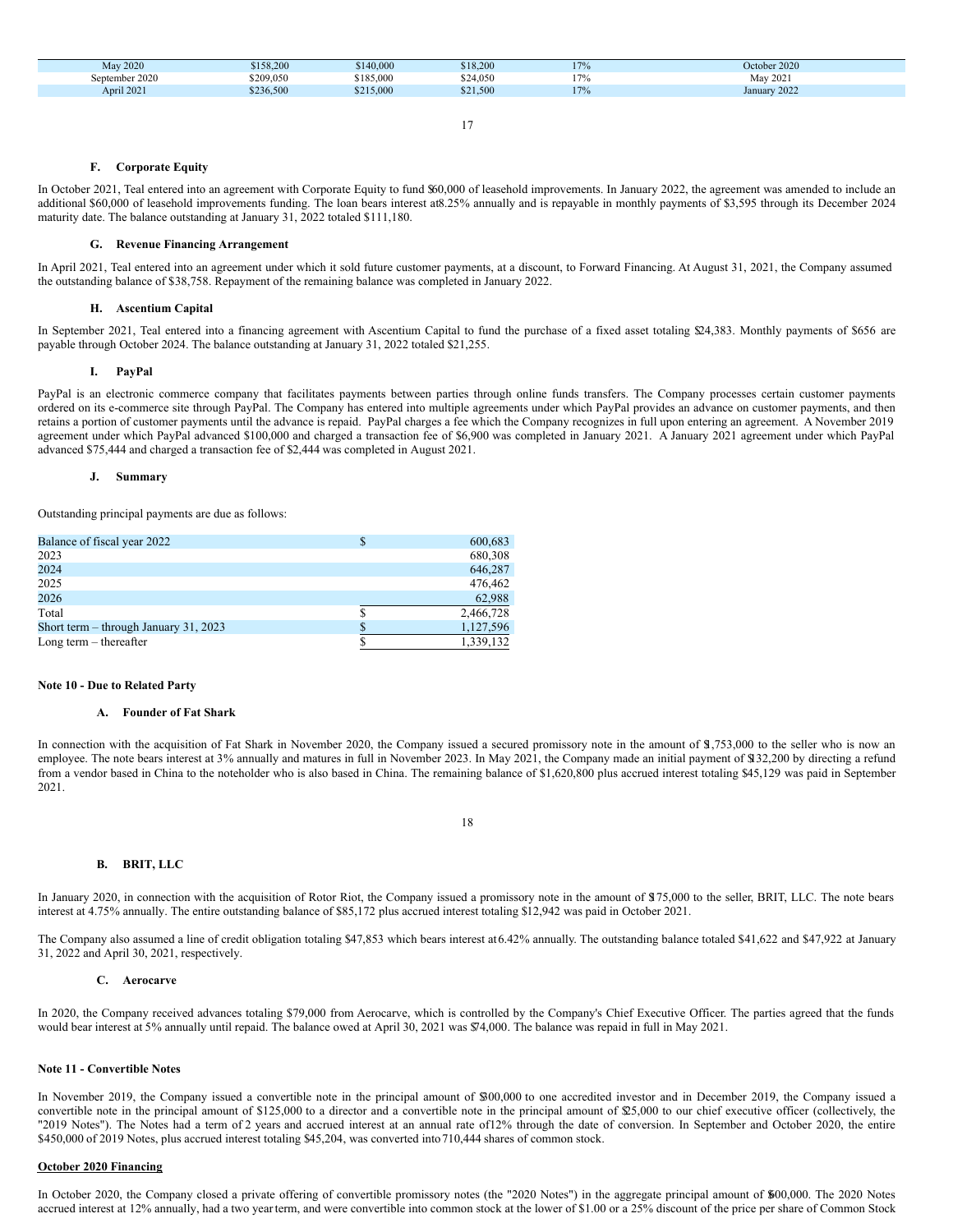| May 2020 | $158,200 | $140,000 | $18,200 | 17% | October 2020 |
|---|---|---|---|---|---|
| September 2020 | $209,050 | $185,000 | $24,050 | 17% | May 2021 |
| April 2021 | $236,500 | $215,000 | $21,500 | 17% | January 2022 |

### F. Corporate Equity

In October 2021, Teal entered into an agreement with Corporate Equity to fund $60,000 of leasehold improvements. In January 2022, the agreement was amended to include an additional $60,000 of leasehold improvements funding. The loan bears interest at 8.25% annually and is repayable in monthly payments of $3,595 through its December 2024 maturity date. The balance outstanding at January 31, 2022 totaled $111,180.

### G. Revenue Financing Arrangement

In April 2021, Teal entered into an agreement under which it sold future customer payments, at a discount, to Forward Financing. At August 31, 2021, the Company assumed the outstanding balance of $38,758. Repayment of the remaining balance was completed in January 2022.

### H. Ascentium Capital

In September 2021, Teal entered into a financing agreement with Ascentium Capital to fund the purchase of a fixed asset totaling $24,383. Monthly payments of $656 are payable through October 2024. The balance outstanding at January 31, 2022 totaled $21,255.

### I. PayPal

PayPal is an electronic commerce company that facilitates payments between parties through online funds transfers. The Company processes certain customer payments ordered on its e-commerce site through PayPal. The Company has entered into multiple agreements under which PayPal provides an advance on customer payments, and then retains a portion of customer payments until the advance is repaid. PayPal charges a fee which the Company recognizes in full upon entering an agreement. A November 2019 agreement under which PayPal advanced $100,000 and charged a transaction fee of $6,900 was completed in January 2021. A January 2021 agreement under which PayPal advanced $75,444 and charged a transaction fee of $2,444 was completed in August 2021.

### J. Summary

Outstanding principal payments are due as follows:

| | | |
|---|---|---|
| Balance of fiscal year 2022 | $ | 600,683 |
| 2023 | | 680,308 |
| 2024 | | 646,287 |
| 2025 | | 476,462 |
| 2026 | | 62,988 |
| Total | $ | 2,466,728 |
| Short term – through January 31, 2023 | $ | 1,127,596 |
| Long term – thereafter | $ | 1,339,132 |

## Note 10 - Due to Related Party

### A. Founder of Fat Shark

In connection with the acquisition of Fat Shark in November 2020, the Company issued a secured promissory note in the amount of $1,753,000 to the seller who is now an employee. The note bears interest at 3% annually and matures in full in November 2023. In May 2021, the Company made an initial payment of $132,200 by directing a refund from a vendor based in China to the noteholder who is also based in China. The remaining balance of $1,620,800 plus accrued interest totaling $45,129 was paid in September 2021.

### B. BRIT, LLC

In January 2020, in connection with the acquisition of Rotor Riot, the Company issued a promissory note in the amount of $175,000 to the seller, BRIT, LLC. The note bears interest at 4.75% annually. The entire outstanding balance of $85,172 plus accrued interest totaling $12,942 was paid in October 2021.

The Company also assumed a line of credit obligation totaling $47,853 which bears interest at 6.42% annually. The outstanding balance totaled $41,622 and $47,922 at January 31, 2022 and April 30, 2021, respectively.

### C. Aerocarve

In 2020, the Company received advances totaling $79,000 from Aerocarve, which is controlled by the Company's Chief Executive Officer. The parties agreed that the funds would bear interest at 5% annually until repaid. The balance owed at April 30, 2021 was $74,000. The balance was repaid in full in May 2021.

## Note 11 - Convertible Notes

In November 2019, the Company issued a convertible note in the principal amount of $300,000 to one accredited investor and in December 2019, the Company issued a convertible note in the principal amount of $125,000 to a director and a convertible note in the principal amount of $25,000 to our chief executive officer (collectively, the "2019 Notes"). The Notes had a term of 2 years and accrued interest at an annual rate of 12% through the date of conversion. In September and October 2020, the entire $450,000 of 2019 Notes, plus accrued interest totaling $45,204, was converted into 710,444 shares of common stock.

**October 2020 Financing**

In October 2020, the Company closed a private offering of convertible promissory notes (the "2020 Notes") in the aggregate principal amount of $600,000. The 2020 Notes accrued interest at 12% annually, had a two year term, and were convertible into common stock at the lower of $1.00 or a 25% discount of the price per share of Common Stock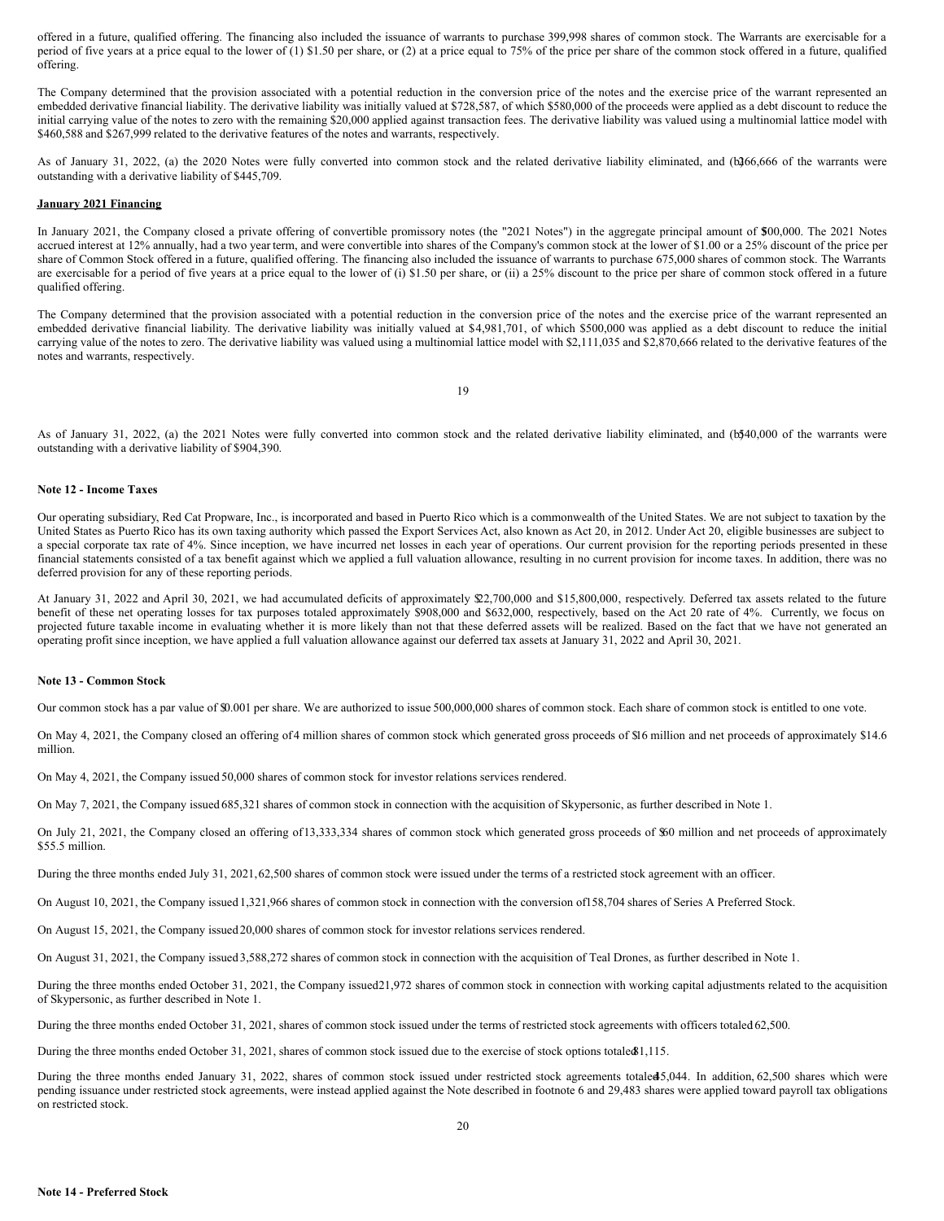offered in a future, qualified offering. The financing also included the issuance of warrants to purchase 399,998 shares of common stock. The Warrants are exercisable for a period of five years at a price equal to the lower of (1) $1.50 per share, or (2) at a price equal to 75% of the price per share of the common stock offered in a future, qualified offering.

The Company determined that the provision associated with a potential reduction in the conversion price of the notes and the exercise price of the warrant represented an embedded derivative financial liability. The derivative liability was initially valued at $728,587, of which $580,000 of the proceeds were applied as a debt discount to reduce the initial carrying value of the notes to zero with the remaining $20,000 applied against transaction fees. The derivative liability was valued using a multinomial lattice model with $460,588 and $267,999 related to the derivative features of the notes and warrants, respectively.

As of January 31, 2022, (a) the 2020 Notes were fully converted into common stock and the related derivative liability eliminated, and (b) 266,666 of the warrants were outstanding with a derivative liability of $445,709.

**January 2021 Financing**

In January 2021, the Company closed a private offering of convertible promissory notes (the "2021 Notes") in the aggregate principal amount of $500,000. The 2021 Notes accrued interest at 12% annually, had a two year term, and were convertible into shares of the Company's common stock at the lower of $1.00 or a 25% discount of the price per share of Common Stock offered in a future, qualified offering. The financing also included the issuance of warrants to purchase 675,000 shares of common stock. The Warrants are exercisable for a period of five years at a price equal to the lower of (i) $1.50 per share, or (ii) a 25% discount to the price per share of common stock offered in a future qualified offering.

The Company determined that the provision associated with a potential reduction in the conversion price of the notes and the exercise price of the warrant represented an embedded derivative financial liability. The derivative liability was initially valued at $4,981,701, of which $500,000 was applied as a debt discount to reduce the initial carrying value of the notes to zero. The derivative liability was valued using a multinomial lattice model with $2,111,035 and $2,870,666 related to the derivative features of the notes and warrants, respectively.

As of January 31, 2022, (a) the 2021 Notes were fully converted into common stock and the related derivative liability eliminated, and (b) 540,000 of the warrants were outstanding with a derivative liability of $904,390.

**Note 12 - Income Taxes**

Our operating subsidiary, Red Cat Propware, Inc., is incorporated and based in Puerto Rico which is a commonwealth of the United States. We are not subject to taxation by the United States as Puerto Rico has its own taxing authority which passed the Export Services Act, also known as Act 20, in 2012. Under Act 20, eligible businesses are subject to a special corporate tax rate of 4%. Since inception, we have incurred net losses in each year of operations. Our current provision for the reporting periods presented in these financial statements consisted of a tax benefit against which we applied a full valuation allowance, resulting in no current provision for income taxes. In addition, there was no deferred provision for any of these reporting periods.

At January 31, 2022 and April 30, 2021, we had accumulated deficits of approximately $22,700,000 and $15,800,000, respectively. Deferred tax assets related to the future benefit of these net operating losses for tax purposes totaled approximately $908,000 and $632,000, respectively, based on the Act 20 rate of 4%. Currently, we focus on projected future taxable income in evaluating whether it is more likely than not that these deferred assets will be realized. Based on the fact that we have not generated an operating profit since inception, we have applied a full valuation allowance against our deferred tax assets at January 31, 2022 and April 30, 2021.

**Note 13 - Common Stock**

Our common stock has a par value of $0.001 per share. We are authorized to issue 500,000,000 shares of common stock. Each share of common stock is entitled to one vote.

On May 4, 2021, the Company closed an offering of 4 million shares of common stock which generated gross proceeds of $16 million and net proceeds of approximately $14.6 million.

On May 4, 2021, the Company issued 50,000 shares of common stock for investor relations services rendered.

On May 7, 2021, the Company issued 685,321 shares of common stock in connection with the acquisition of Skypersonic, as further described in Note 1.

On July 21, 2021, the Company closed an offering of 13,333,334 shares of common stock which generated gross proceeds of $60 million and net proceeds of approximately $55.5 million.

During the three months ended July 31, 2021, 62,500 shares of common stock were issued under the terms of a restricted stock agreement with an officer.

On August 10, 2021, the Company issued 1,321,966 shares of common stock in connection with the conversion of 158,704 shares of Series A Preferred Stock.

On August 15, 2021, the Company issued 20,000 shares of common stock for investor relations services rendered.

On August 31, 2021, the Company issued 3,588,272 shares of common stock in connection with the acquisition of Teal Drones, as further described in Note 1.

During the three months ended October 31, 2021, the Company issued 21,972 shares of common stock in connection with working capital adjustments related to the acquisition of Skypersonic, as further described in Note 1.

During the three months ended October 31, 2021, shares of common stock issued under the terms of restricted stock agreements with officers totaled 62,500.

During the three months ended October 31, 2021, shares of common stock issued due to the exercise of stock options totaled 81,115.

During the three months ended January 31, 2022, shares of common stock issued under restricted stock agreements totaled 45,044. In addition, 62,500 shares which were pending issuance under restricted stock agreements, were instead applied against the Note described in footnote 6 and 29,483 shares were applied toward payroll tax obligations on restricted stock.

**Note 14 - Preferred Stock**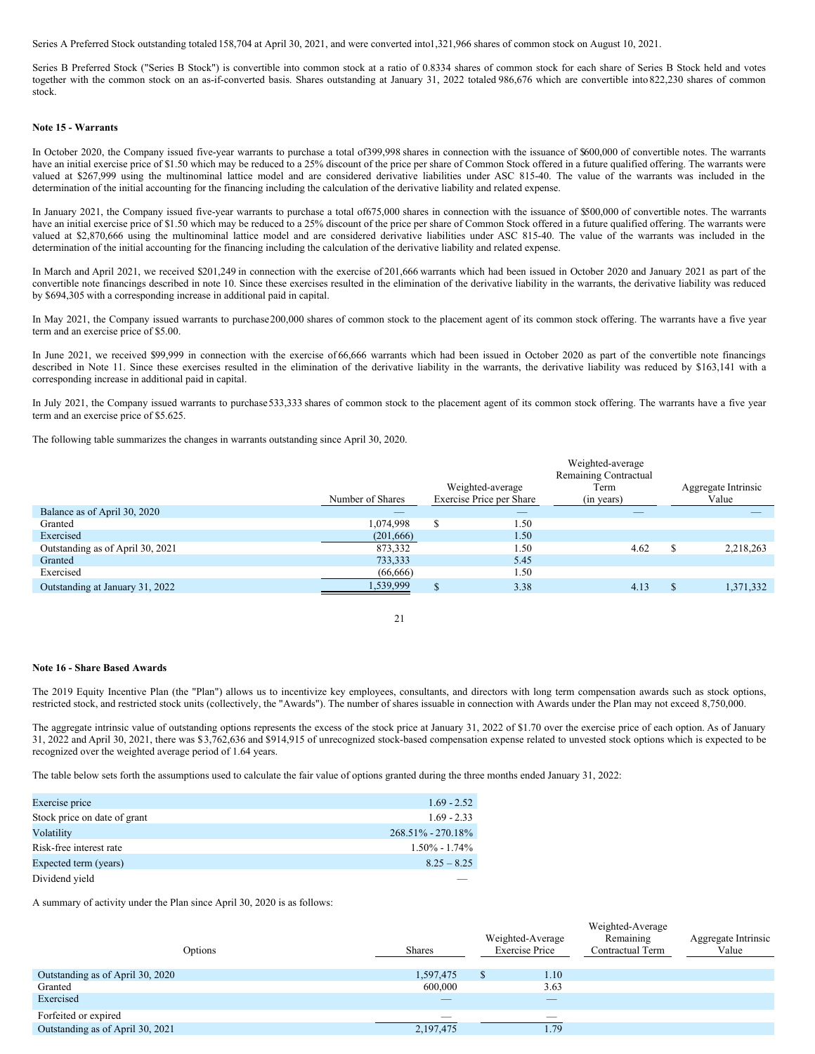Series A Preferred Stock outstanding totaled 158,704 at April 30, 2021, and were converted into 1,321,966 shares of common stock on August 10, 2021.

Series B Preferred Stock ("Series B Stock") is convertible into common stock at a ratio of 0.8334 shares of common stock for each share of Series B Stock held and votes together with the common stock on an as-if-converted basis. Shares outstanding at January 31, 2022 totaled 986,676 which are convertible into 822,230 shares of common stock.

**Note 15 - Warrants**

In October 2020, the Company issued five-year warrants to purchase a total of 399,998 shares in connection with the issuance of $600,000 of convertible notes. The warrants have an initial exercise price of $1.50 which may be reduced to a 25% discount of the price per share of Common Stock offered in a future qualified offering. The warrants were valued at $267,999 using the multinominal lattice model and are considered derivative liabilities under ASC 815-40. The value of the warrants was included in the determination of the initial accounting for the financing including the calculation of the derivative liability and related expense.

In January 2021, the Company issued five-year warrants to purchase a total of 675,000 shares in connection with the issuance of $500,000 of convertible notes. The warrants have an initial exercise price of $1.50 which may be reduced to a 25% discount of the price per share of Common Stock offered in a future qualified offering. The warrants were valued at $2,870,666 using the multinominal lattice model and are considered derivative liabilities under ASC 815-40. The value of the warrants was included in the determination of the initial accounting for the financing including the calculation of the derivative liability and related expense.

In March and April 2021, we received $201,249 in connection with the exercise of 201,666 warrants which had been issued in October 2020 and January 2021 as part of the convertible note financings described in note 10. Since these exercises resulted in the elimination of the derivative liability in the warrants, the derivative liability was reduced by $694,305 with a corresponding increase in additional paid in capital.

In May 2021, the Company issued warrants to purchase 200,000 shares of common stock to the placement agent of its common stock offering. The warrants have a five year term and an exercise price of $5.00.

In June 2021, we received $99,999 in connection with the exercise of 66,666 warrants which had been issued in October 2020 as part of the convertible note financings described in Note 11. Since these exercises resulted in the elimination of the derivative liability in the warrants, the derivative liability was reduced by $163,141 with a corresponding increase in additional paid in capital.

In July 2021, the Company issued warrants to purchase 533,333 shares of common stock to the placement agent of its common stock offering. The warrants have a five year term and an exercise price of $5.625.

The following table summarizes the changes in warrants outstanding since April 30, 2020.

| | Number of Shares | Weighted-average Exercise Price per Share | Weighted-average Remaining Contractual Term (in years) | Aggregate Intrinsic Value |
|---|---|---|---|---|
| Balance as of April 30, 2020 | — | — | — | — |
| Granted | 1,074,998 | $ 1.50 | | |
| Exercised | (201,666) | 1.50 | | |
| Outstanding as of April 30, 2021 | 873,332 | 1.50 | 4.62 | $ 2,218,263 |
| Granted | 733,333 | 5.45 | | |
| Exercised | (66,666) | 1.50 | | |
| Outstanding at January 31, 2022 | 1,539,999 | $ 3.38 | 4.13 | $ 1,371,332 |

**Note 16 - Share Based Awards**

The 2019 Equity Incentive Plan (the "Plan") allows us to incentivize key employees, consultants, and directors with long term compensation awards such as stock options, restricted stock, and restricted stock units (collectively, the "Awards"). The number of shares issuable in connection with Awards under the Plan may not exceed 8,750,000.

The aggregate intrinsic value of outstanding options represents the excess of the stock price at January 31, 2022 of $1.70 over the exercise price of each option. As of January 31, 2022 and April 30, 2021, there was $3,762,636 and $914,915 of unrecognized stock-based compensation expense related to unvested stock options which is expected to be recognized over the weighted average period of 1.64 years.

The table below sets forth the assumptions used to calculate the fair value of options granted during the three months ended January 31, 2022:

| | |
|---|---|
| Exercise price | 1.69 - 2.52 |
| Stock price on date of grant | 1.69 - 2.33 |
| Volatility | 268.51% - 270.18% |
| Risk-free interest rate | 1.50% - 1.74% |
| Expected term (years) | 8.25 – 8.25 |
| Dividend yield | — |

A summary of activity under the Plan since April 30, 2020 is as follows:

| Options | Shares | Weighted-Average Exercise Price | Weighted-Average Remaining Contractual Term | Aggregate Intrinsic Value |
|---|---|---|---|---|
| Outstanding as of April 30, 2020 | 1,597,475 | $ 1.10 | | |
| Granted | 600,000 | 3.63 | | |
| Exercised | — | — | | |
| Forfeited or expired | — | — | | |
| Outstanding as of April 30, 2021 | 2,197,475 | 1.79 | | |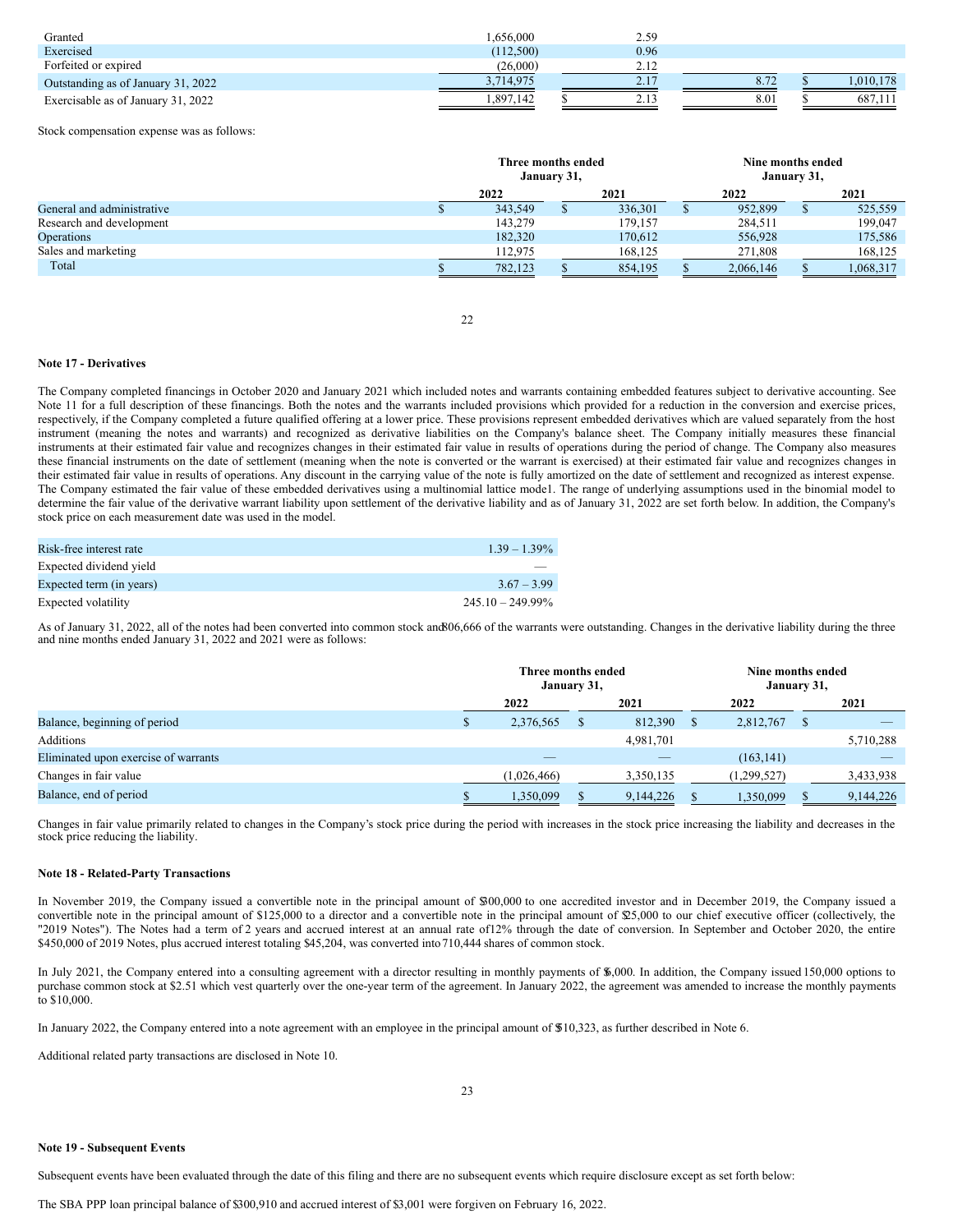| | | | | |
|---|---|---|---|---|
| Granted | 1,656,000 | 2.59 | | |
| Exercised | (112,500) | 0.96 | | |
| Forfeited or expired | (26,000) | 2.12 | | |
| Outstanding as of January 31, 2022 | 3,714,975 | 2.17 | 8.72 | $ 1,010,178 |
| Exercisable as of January 31, 2022 | 1,897,142 | $ 2.13 | 8.01 | $ 687,111 |

Stock compensation expense was as follows:

| | Three months ended January 31, | | Nine months ended January 31, | |
|---|---|---|---|---|
| | 2022 | 2021 | 2022 | 2021 |
| General and administrative | $ 343,549 | $ 336,301 | $ 952,899 | $ 525,559 |
| Research and development | 143,279 | 179,157 | 284,511 | 199,047 |
| Operations | 182,320 | 170,612 | 556,928 | 175,586 |
| Sales and marketing | 112,975 | 168,125 | 271,808 | 168,125 |
| Total | $ 782,123 | $ 854,195 | $ 2,066,146 | $ 1,068,317 |

**Note 17 - Derivatives**

The Company completed financings in October 2020 and January 2021 which included notes and warrants containing embedded features subject to derivative accounting. See Note 11 for a full description of these financings. Both the notes and the warrants included provisions which provided for a reduction in the conversion and exercise prices, respectively, if the Company completed a future qualified offering at a lower price. These provisions represent embedded derivatives which are valued separately from the host instrument (meaning the notes and warrants) and recognized as derivative liabilities on the Company's balance sheet. The Company initially measures these financial instruments at their estimated fair value and recognizes changes in their estimated fair value in results of operations during the period of change. The Company also measures these financial instruments on the date of settlement (meaning when the note is converted or the warrant is exercised) at their estimated fair value and recognizes changes in their estimated fair value in results of operations. Any discount in the carrying value of the note is fully amortized on the date of settlement and recognized as interest expense. The Company estimated the fair value of these embedded derivatives using a multinomial lattice mode1. The range of underlying assumptions used in the binomial model to determine the fair value of the derivative warrant liability upon settlement of the derivative liability and as of January 31, 2022 are set forth below. In addition, the Company's stock price on each measurement date was used in the model.

| | |
|---|---|
| Risk-free interest rate | 1.39 – 1.39% |
| Expected dividend yield | — |
| Expected term (in years) | 3.67 – 3.99 |
| Expected volatility | 245.10 – 249.99% |

As of January 31, 2022, all of the notes had been converted into common stock and 806,666 of the warrants were outstanding. Changes in the derivative liability during the three and nine months ended January 31, 2022 and 2021 were as follows:

| | Three months ended January 31, | | Nine months ended January 31, | |
|---|---|---|---|---|
| | 2022 | 2021 | 2022 | 2021 |
| Balance, beginning of period | $ 2,376,565 | $ 812,390 | $ 2,812,767 | $ — |
| Additions | | 4,981,701 | | 5,710,288 |
| Eliminated upon exercise of warrants | — | — | (163,141) | — |
| Changes in fair value | (1,026,466) | 3,350,135 | (1,299,527) | 3,433,938 |
| Balance, end of period | $ 1,350,099 | $ 9,144,226 | $ 1,350,099 | $ 9,144,226 |

Changes in fair value primarily related to changes in the Company's stock price during the period with increases in the stock price increasing the liability and decreases in the stock price reducing the liability.

**Note 18 - Related-Party Transactions**

In November 2019, the Company issued a convertible note in the principal amount of $300,000 to one accredited investor and in December 2019, the Company issued a convertible note in the principal amount of $125,000 to a director and a convertible note in the principal amount of $25,000 to our chief executive officer (collectively, the "2019 Notes"). The Notes had a term of 2 years and accrued interest at an annual rate of 12% through the date of conversion. In September and October 2020, the entire $450,000 of 2019 Notes, plus accrued interest totaling $45,204, was converted into 710,444 shares of common stock.

In July 2021, the Company entered into a consulting agreement with a director resulting in monthly payments of $6,000. In addition, the Company issued 150,000 options to purchase common stock at $2.51 which vest quarterly over the one-year term of the agreement. In January 2022, the agreement was amended to increase the monthly payments to $10,000.

In January 2022, the Company entered into a note agreement with an employee in the principal amount of $510,323, as further described in Note 6.

Additional related party transactions are disclosed in Note 10.

**Note 19 - Subsequent Events**

Subsequent events have been evaluated through the date of this filing and there are no subsequent events which require disclosure except as set forth below:

The SBA PPP loan principal balance of $300,910 and accrued interest of $3,001 were forgiven on February 16, 2022.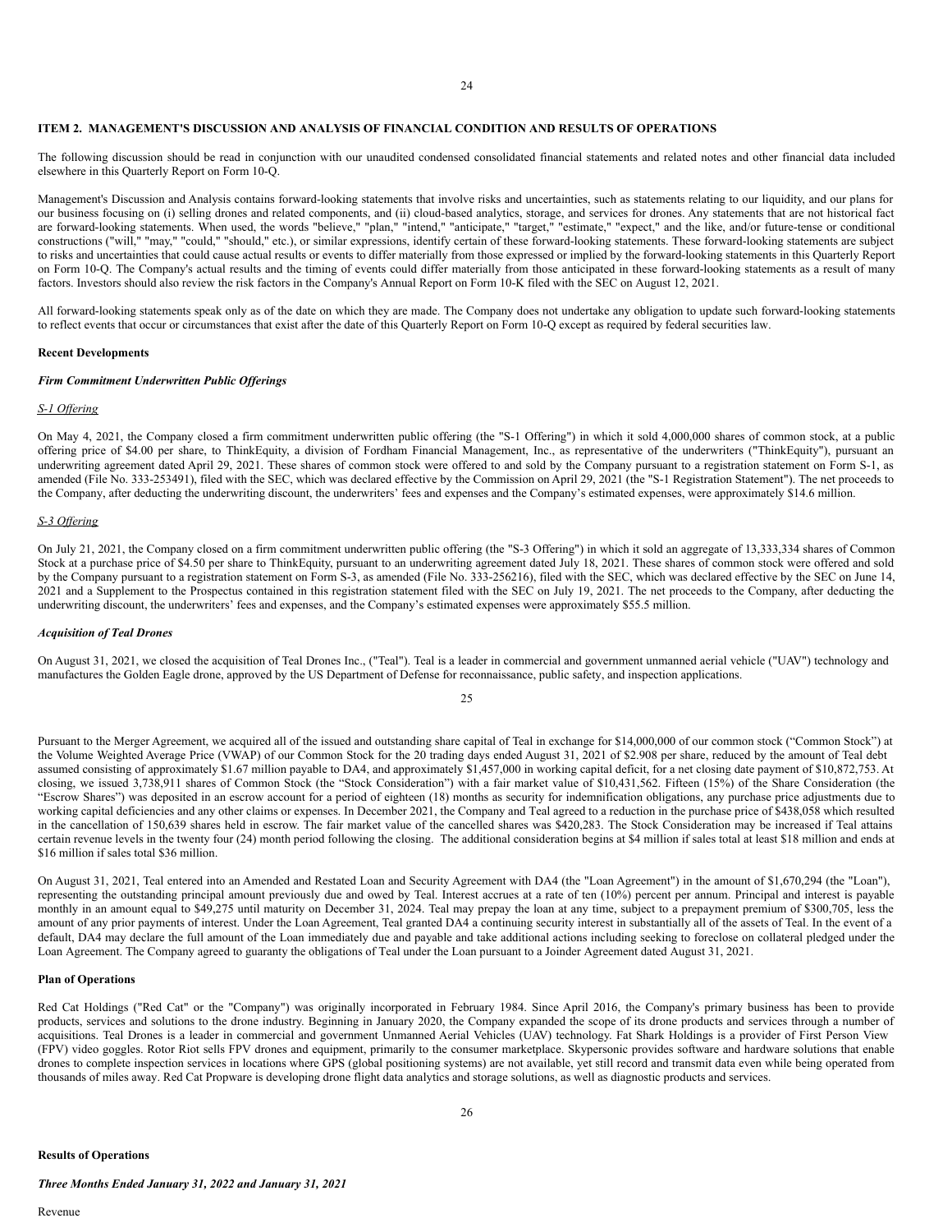## ITEM 2. MANAGEMENT'S DISCUSSION AND ANALYSIS OF FINANCIAL CONDITION AND RESULTS OF OPERATIONS

The following discussion should be read in conjunction with our unaudited condensed consolidated financial statements and related notes and other financial data included elsewhere in this Quarterly Report on Form 10-Q.

Management's Discussion and Analysis contains forward-looking statements that involve risks and uncertainties, such as statements relating to our liquidity, and our plans for our business focusing on (i) selling drones and related components, and (ii) cloud-based analytics, storage, and services for drones. Any statements that are not historical fact are forward-looking statements. When used, the words "believe," "plan," "intend," "anticipate," "target," "estimate," "expect," and the like, and/or future-tense or conditional constructions ("will," "may," "could," "should," etc.), or similar expressions, identify certain of these forward-looking statements. These forward-looking statements are subject to risks and uncertainties that could cause actual results or events to differ materially from those expressed or implied by the forward-looking statements in this Quarterly Report on Form 10-Q. The Company's actual results and the timing of events could differ materially from those anticipated in these forward-looking statements as a result of many factors. Investors should also review the risk factors in the Company's Annual Report on Form 10-K filed with the SEC on August 12, 2021.

All forward-looking statements speak only as of the date on which they are made. The Company does not undertake any obligation to update such forward-looking statements to reflect events that occur or circumstances that exist after the date of this Quarterly Report on Form 10-Q except as required by federal securities law.

### Recent Developments

***Firm Commitment Underwritten Public Offerings***

*S-1 Offering*

On May 4, 2021, the Company closed a firm commitment underwritten public offering (the "S-1 Offering") in which it sold 4,000,000 shares of common stock, at a public offering price of $4.00 per share, to ThinkEquity, a division of Fordham Financial Management, Inc., as representative of the underwriters ("ThinkEquity"), pursuant an underwriting agreement dated April 29, 2021. These shares of common stock were offered to and sold by the Company pursuant to a registration statement on Form S-1, as amended (File No. 333-253491), filed with the SEC, which was declared effective by the Commission on April 29, 2021 (the "S-1 Registration Statement"). The net proceeds to the Company, after deducting the underwriting discount, the underwriters' fees and expenses and the Company's estimated expenses, were approximately $14.6 million.

*S-3 Offering*

On July 21, 2021, the Company closed on a firm commitment underwritten public offering (the "S-3 Offering") in which it sold an aggregate of 13,333,334 shares of Common Stock at a purchase price of $4.50 per share to ThinkEquity, pursuant to an underwriting agreement dated July 18, 2021. These shares of common stock were offered and sold by the Company pursuant to a registration statement on Form S-3, as amended (File No. 333-256216), filed with the SEC, which was declared effective by the SEC on June 14, 2021 and a Supplement to the Prospectus contained in this registration statement filed with the SEC on July 19, 2021. The net proceeds to the Company, after deducting the underwriting discount, the underwriters' fees and expenses, and the Company's estimated expenses were approximately $55.5 million.

***Acquisition of Teal Drones***

On August 31, 2021, we closed the acquisition of Teal Drones Inc., ("Teal"). Teal is a leader in commercial and government unmanned aerial vehicle ("UAV") technology and manufactures the Golden Eagle drone, approved by the US Department of Defense for reconnaissance, public safety, and inspection applications.

Pursuant to the Merger Agreement, we acquired all of the issued and outstanding share capital of Teal in exchange for $14,000,000 of our common stock ("Common Stock") at the Volume Weighted Average Price (VWAP) of our Common Stock for the 20 trading days ended August 31, 2021 of $2.908 per share, reduced by the amount of Teal debt assumed consisting of approximately $1.67 million payable to DA4, and approximately $1,457,000 in working capital deficit, for a net closing date payment of $10,872,753. At closing, we issued 3,738,911 shares of Common Stock (the "Stock Consideration") with a fair market value of $10,431,562. Fifteen (15%) of the Share Consideration (the "Escrow Shares") was deposited in an escrow account for a period of eighteen (18) months as security for indemnification obligations, any purchase price adjustments due to working capital deficiencies and any other claims or expenses. In December 2021, the Company and Teal agreed to a reduction in the purchase price of $438,058 which resulted in the cancellation of 150,639 shares held in escrow. The fair market value of the cancelled shares was $420,283. The Stock Consideration may be increased if Teal attains certain revenue levels in the twenty four (24) month period following the closing. The additional consideration begins at $4 million if sales total at least $18 million and ends at $16 million if sales total $36 million.

On August 31, 2021, Teal entered into an Amended and Restated Loan and Security Agreement with DA4 (the "Loan Agreement") in the amount of $1,670,294 (the "Loan"), representing the outstanding principal amount previously due and owed by Teal. Interest accrues at a rate of ten (10%) percent per annum. Principal and interest is payable monthly in an amount equal to $49,275 until maturity on December 31, 2024. Teal may prepay the loan at any time, subject to a prepayment premium of $300,705, less the amount of any prior payments of interest. Under the Loan Agreement, Teal granted DA4 a continuing security interest in substantially all of the assets of Teal. In the event of a default, DA4 may declare the full amount of the Loan immediately due and payable and take additional actions including seeking to foreclose on collateral pledged under the Loan Agreement. The Company agreed to guaranty the obligations of Teal under the Loan pursuant to a Joinder Agreement dated August 31, 2021.

### Plan of Operations

Red Cat Holdings ("Red Cat" or the "Company") was originally incorporated in February 1984. Since April 2016, the Company's primary business has been to provide products, services and solutions to the drone industry. Beginning in January 2020, the Company expanded the scope of its drone products and services through a number of acquisitions. Teal Drones is a leader in commercial and government Unmanned Aerial Vehicles (UAV) technology. Fat Shark Holdings is a provider of First Person View (FPV) video goggles. Rotor Riot sells FPV drones and equipment, primarily to the consumer marketplace. Skypersonic provides software and hardware solutions that enable drones to complete inspection services in locations where GPS (global positioning systems) are not available, yet still record and transmit data even while being operated from thousands of miles away. Red Cat Propware is developing drone flight data analytics and storage solutions, as well as diagnostic products and services.

### Results of Operations

***Three Months Ended January 31, 2022 and January 31, 2021***

Revenue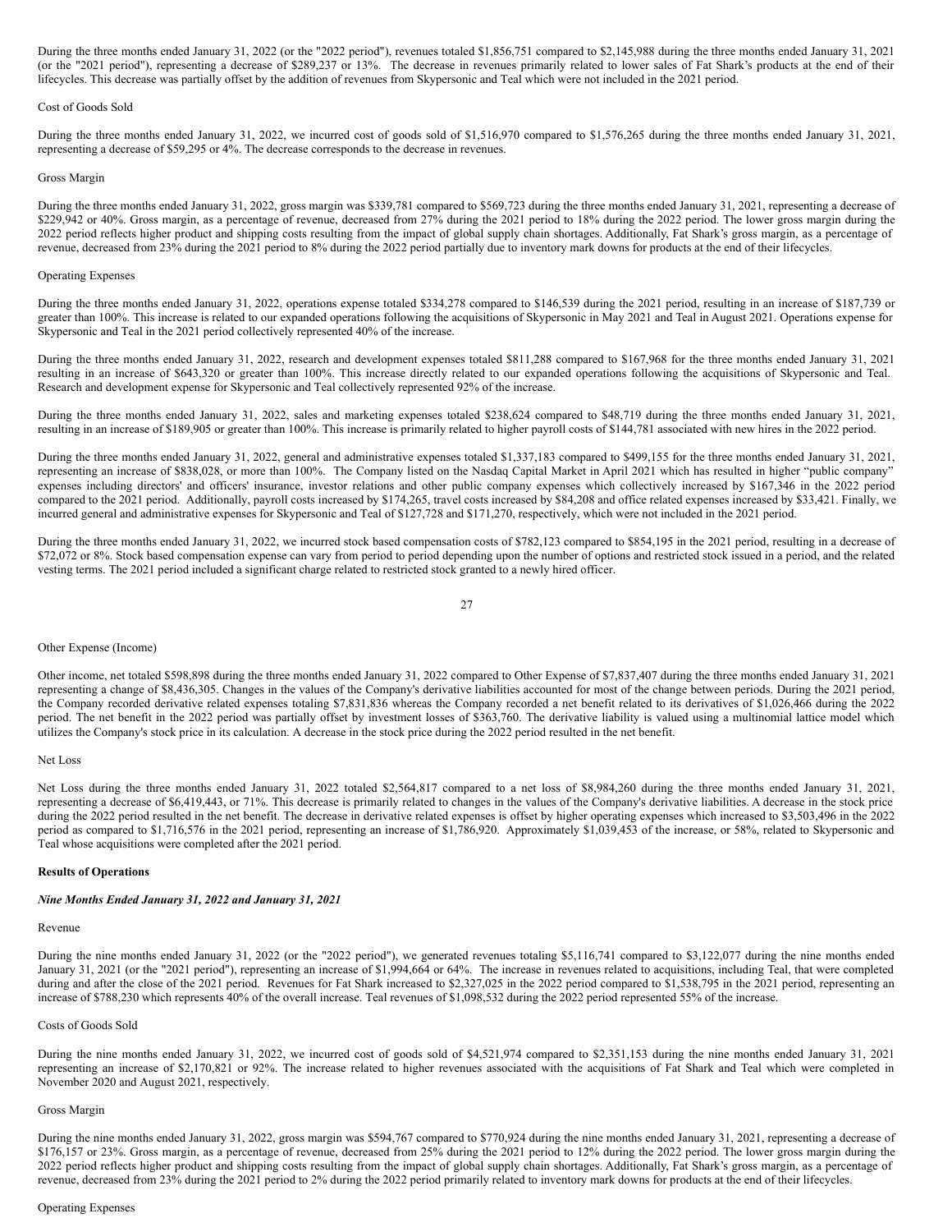During the three months ended January 31, 2022 (or the "2022 period"), revenues totaled $1,856,751 compared to $2,145,988 during the three months ended January 31, 2021 (or the "2021 period"), representing a decrease of $289,237 or 13%. The decrease in revenues primarily related to lower sales of Fat Shark's products at the end of their lifecycles. This decrease was partially offset by the addition of revenues from Skypersonic and Teal which were not included in the 2021 period.

Cost of Goods Sold

During the three months ended January 31, 2022, we incurred cost of goods sold of $1,516,970 compared to $1,576,265 during the three months ended January 31, 2021, representing a decrease of $59,295 or 4%. The decrease corresponds to the decrease in revenues.

Gross Margin

During the three months ended January 31, 2022, gross margin was $339,781 compared to $569,723 during the three months ended January 31, 2021, representing a decrease of $229,942 or 40%. Gross margin, as a percentage of revenue, decreased from 27% during the 2021 period to 18% during the 2022 period. The lower gross margin during the 2022 period reflects higher product and shipping costs resulting from the impact of global supply chain shortages. Additionally, Fat Shark's gross margin, as a percentage of revenue, decreased from 23% during the 2021 period to 8% during the 2022 period partially due to inventory mark downs for products at the end of their lifecycles.

Operating Expenses

During the three months ended January 31, 2022, operations expense totaled $334,278 compared to $146,539 during the 2021 period, resulting in an increase of $187,739 or greater than 100%. This increase is related to our expanded operations following the acquisitions of Skypersonic in May 2021 and Teal in August 2021. Operations expense for Skypersonic and Teal in the 2021 period collectively represented 40% of the increase.

During the three months ended January 31, 2022, research and development expenses totaled $811,288 compared to $167,968 for the three months ended January 31, 2021 resulting in an increase of $643,320 or greater than 100%. This increase directly related to our expanded operations following the acquisitions of Skypersonic and Teal. Research and development expense for Skypersonic and Teal collectively represented 92% of the increase.

During the three months ended January 31, 2022, sales and marketing expenses totaled $238,624 compared to $48,719 during the three months ended January 31, 2021, resulting in an increase of $189,905 or greater than 100%. This increase is primarily related to higher payroll costs of $144,781 associated with new hires in the 2022 period.

During the three months ended January 31, 2022, general and administrative expenses totaled $1,337,183 compared to $499,155 for the three months ended January 31, 2021, representing an increase of $838,028, or more than 100%. The Company listed on the Nasdaq Capital Market in April 2021 which has resulted in higher "public company" expenses including directors' and officers' insurance, investor relations and other public company expenses which collectively increased by $167,346 in the 2022 period compared to the 2021 period. Additionally, payroll costs increased by $174,265, travel costs increased by $84,208 and office related expenses increased by $33,421. Finally, we incurred general and administrative expenses for Skypersonic and Teal of $127,728 and $171,270, respectively, which were not included in the 2021 period.

During the three months ended January 31, 2022, we incurred stock based compensation costs of $782,123 compared to $854,195 in the 2021 period, resulting in a decrease of $72,072 or 8%. Stock based compensation expense can vary from period to period depending upon the number of options and restricted stock issued in a period, and the related vesting terms. The 2021 period included a significant charge related to restricted stock granted to a newly hired officer.

Other Expense (Income)

Other income, net totaled $598,898 during the three months ended January 31, 2022 compared to Other Expense of $7,837,407 during the three months ended January 31, 2021 representing a change of $8,436,305. Changes in the values of the Company's derivative liabilities accounted for most of the change between periods. During the 2021 period, the Company recorded derivative related expenses totaling $7,831,836 whereas the Company recorded a net benefit related to its derivatives of $1,026,466 during the 2022 period. The net benefit in the 2022 period was partially offset by investment losses of $363,760. The derivative liability is valued using a multinomial lattice model which utilizes the Company's stock price in its calculation. A decrease in the stock price during the 2022 period resulted in the net benefit.

Net Loss

Net Loss during the three months ended January 31, 2022 totaled $2,564,817 compared to a net loss of $8,984,260 during the three months ended January 31, 2021, representing a decrease of $6,419,443, or 71%. This decrease is primarily related to changes in the values of the Company's derivative liabilities. A decrease in the stock price during the 2022 period resulted in the net benefit. The decrease in derivative related expenses is offset by higher operating expenses which increased to $3,503,496 in the 2022 period as compared to $1,716,576 in the 2021 period, representing an increase of $1,786,920. Approximately $1,039,453 of the increase, or 58%, related to Skypersonic and Teal whose acquisitions were completed after the 2021 period.

**Results of Operations**

***Nine Months Ended January 31, 2022 and January 31, 2021***

Revenue

During the nine months ended January 31, 2022 (or the "2022 period"), we generated revenues totaling $5,116,741 compared to $3,122,077 during the nine months ended January 31, 2021 (or the "2021 period"), representing an increase of $1,994,664 or 64%. The increase in revenues related to acquisitions, including Teal, that were completed during and after the close of the 2021 period. Revenues for Fat Shark increased to $2,327,025 in the 2022 period compared to $1,538,795 in the 2021 period, representing an increase of $788,230 which represents 40% of the overall increase. Teal revenues of $1,098,532 during the 2022 period represented 55% of the increase.

Costs of Goods Sold

During the nine months ended January 31, 2022, we incurred cost of goods sold of $4,521,974 compared to $2,351,153 during the nine months ended January 31, 2021 representing an increase of $2,170,821 or 92%. The increase related to higher revenues associated with the acquisitions of Fat Shark and Teal which were completed in November 2020 and August 2021, respectively.

Gross Margin

During the nine months ended January 31, 2022, gross margin was $594,767 compared to $770,924 during the nine months ended January 31, 2021, representing a decrease of $176,157 or 23%. Gross margin, as a percentage of revenue, decreased from 25% during the 2021 period to 12% during the 2022 period. The lower gross margin during the 2022 period reflects higher product and shipping costs resulting from the impact of global supply chain shortages. Additionally, Fat Shark's gross margin, as a percentage of revenue, decreased from 23% during the 2021 period to 2% during the 2022 period primarily related to inventory mark downs for products at the end of their lifecycles.

Operating Expenses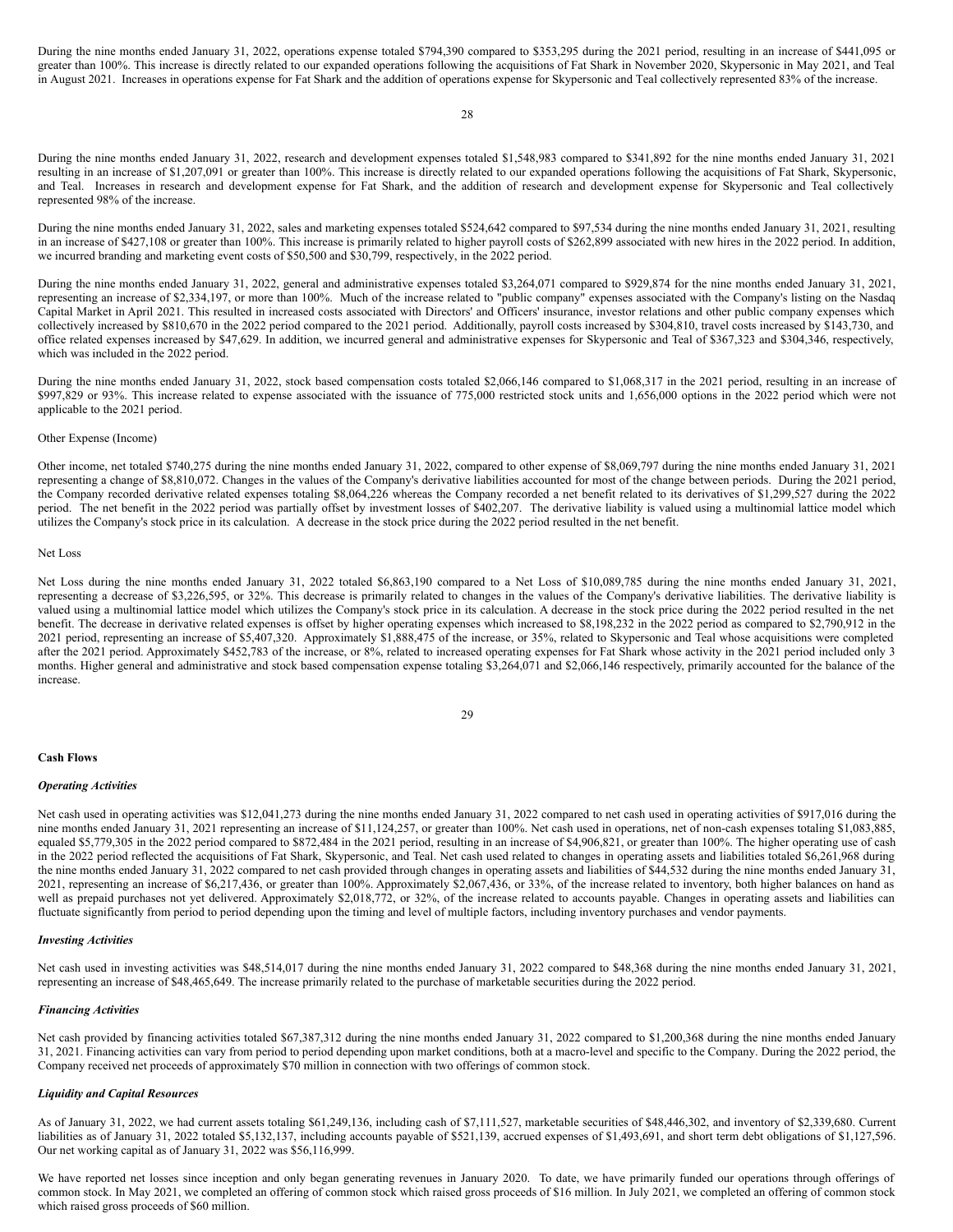During the nine months ended January 31, 2022, operations expense totaled $794,390 compared to $353,295 during the 2021 period, resulting in an increase of $441,095 or greater than 100%. This increase is directly related to our expanded operations following the acquisitions of Fat Shark in November 2020, Skypersonic in May 2021, and Teal in August 2021. Increases in operations expense for Fat Shark and the addition of operations expense for Skypersonic and Teal collectively represented 83% of the increase.

During the nine months ended January 31, 2022, research and development expenses totaled $1,548,983 compared to $341,892 for the nine months ended January 31, 2021 resulting in an increase of $1,207,091 or greater than 100%. This increase is directly related to our expanded operations following the acquisitions of Fat Shark, Skypersonic, and Teal. Increases in research and development expense for Fat Shark, and the addition of research and development expense for Skypersonic and Teal collectively represented 98% of the increase.

During the nine months ended January 31, 2022, sales and marketing expenses totaled $524,642 compared to $97,534 during the nine months ended January 31, 2021, resulting in an increase of $427,108 or greater than 100%. This increase is primarily related to higher payroll costs of $262,899 associated with new hires in the 2022 period. In addition, we incurred branding and marketing event costs of $50,500 and $30,799, respectively, in the 2022 period.

During the nine months ended January 31, 2022, general and administrative expenses totaled $3,264,071 compared to $929,874 for the nine months ended January 31, 2021, representing an increase of $2,334,197, or more than 100%. Much of the increase related to "public company" expenses associated with the Company's listing on the Nasdaq Capital Market in April 2021. This resulted in increased costs associated with Directors' and Officers' insurance, investor relations and other public company expenses which collectively increased by $810,670 in the 2022 period compared to the 2021 period. Additionally, payroll costs increased by $304,810, travel costs increased by $143,730, and office related expenses increased by $47,629. In addition, we incurred general and administrative expenses for Skypersonic and Teal of $367,323 and $304,346, respectively, which was included in the 2022 period.

During the nine months ended January 31, 2022, stock based compensation costs totaled $2,066,146 compared to $1,068,317 in the 2021 period, resulting in an increase of $997,829 or 93%. This increase related to expense associated with the issuance of 775,000 restricted stock units and 1,656,000 options in the 2022 period which were not applicable to the 2021 period.

Other Expense (Income)

Other income, net totaled $740,275 during the nine months ended January 31, 2022, compared to other expense of $8,069,797 during the nine months ended January 31, 2021 representing a change of $8,810,072. Changes in the values of the Company's derivative liabilities accounted for most of the change between periods. During the 2021 period, the Company recorded derivative related expenses totaling $8,064,226 whereas the Company recorded a net benefit related to its derivatives of $1,299,527 during the 2022 period. The net benefit in the 2022 period was partially offset by investment losses of $402,207. The derivative liability is valued using a multinomial lattice model which utilizes the Company's stock price in its calculation. A decrease in the stock price during the 2022 period resulted in the net benefit.

Net Loss

Net Loss during the nine months ended January 31, 2022 totaled $6,863,190 compared to a Net Loss of $10,089,785 during the nine months ended January 31, 2021, representing a decrease of $3,226,595, or 32%. This decrease is primarily related to changes in the values of the Company's derivative liabilities. The derivative liability is valued using a multinomial lattice model which utilizes the Company's stock price in its calculation. A decrease in the stock price during the 2022 period resulted in the net benefit. The decrease in derivative related expenses is offset by higher operating expenses which increased to $8,198,232 in the 2022 period as compared to $2,790,912 in the 2021 period, representing an increase of $5,407,320. Approximately $1,888,475 of the increase, or 35%, related to Skypersonic and Teal whose acquisitions were completed after the 2021 period. Approximately $452,783 of the increase, or 8%, related to increased operating expenses for Fat Shark whose activity in the 2021 period included only 3 months. Higher general and administrative and stock based compensation expense totaling $3,264,071 and $2,066,146 respectively, primarily accounted for the balance of the increase.

**Cash Flows**

***Operating Activities***

Net cash used in operating activities was $12,041,273 during the nine months ended January 31, 2022 compared to net cash used in operating activities of $917,016 during the nine months ended January 31, 2021 representing an increase of $11,124,257, or greater than 100%. Net cash used in operations, net of non-cash expenses totaling $1,083,885, equaled $5,779,305 in the 2022 period compared to $872,484 in the 2021 period, resulting in an increase of $4,906,821, or greater than 100%. The higher operating use of cash in the 2022 period reflected the acquisitions of Fat Shark, Skypersonic, and Teal. Net cash used related to changes in operating assets and liabilities totaled $6,261,968 during the nine months ended January 31, 2022 compared to net cash provided through changes in operating assets and liabilities of $44,532 during the nine months ended January 31, 2021, representing an increase of $6,217,436, or greater than 100%. Approximately $2,067,436, or 33%, of the increase related to inventory, both higher balances on hand as well as prepaid purchases not yet delivered. Approximately $2,018,772, or 32%, of the increase related to accounts payable. Changes in operating assets and liabilities can fluctuate significantly from period to period depending upon the timing and level of multiple factors, including inventory purchases and vendor payments.

***Investing Activities***

Net cash used in investing activities was $48,514,017 during the nine months ended January 31, 2022 compared to $48,368 during the nine months ended January 31, 2021, representing an increase of $48,465,649. The increase primarily related to the purchase of marketable securities during the 2022 period.

***Financing Activities***

Net cash provided by financing activities totaled $67,387,312 during the nine months ended January 31, 2022 compared to $1,200,368 during the nine months ended January 31, 2021. Financing activities can vary from period to period depending upon market conditions, both at a macro-level and specific to the Company. During the 2022 period, the Company received net proceeds of approximately $70 million in connection with two offerings of common stock.

***Liquidity and Capital Resources***

As of January 31, 2022, we had current assets totaling $61,249,136, including cash of $7,111,527, marketable securities of $48,446,302, and inventory of $2,339,680. Current liabilities as of January 31, 2022 totaled $5,132,137, including accounts payable of $521,139, accrued expenses of $1,493,691, and short term debt obligations of $1,127,596. Our net working capital as of January 31, 2022 was $56,116,999.

We have reported net losses since inception and only began generating revenues in January 2020. To date, we have primarily funded our operations through offerings of common stock. In May 2021, we completed an offering of common stock which raised gross proceeds of $16 million. In July 2021, we completed an offering of common stock which raised gross proceeds of $60 million.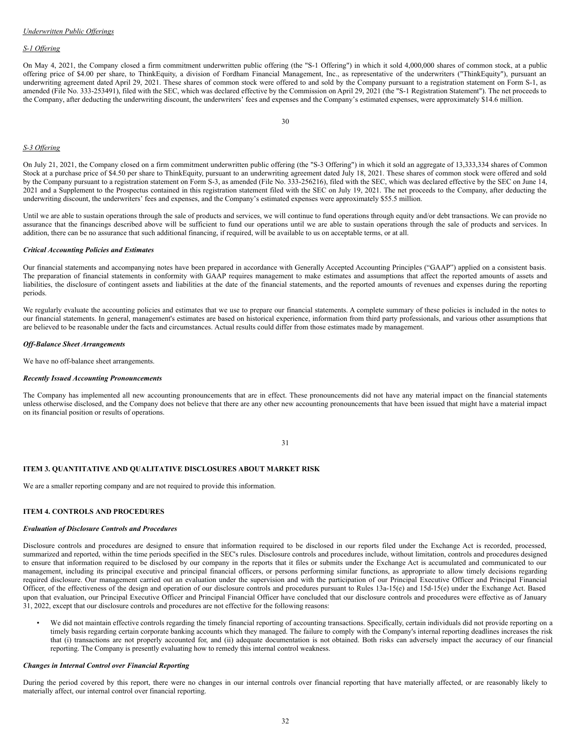*Underwritten Public Offerings*

*S-1 Offering*

On May 4, 2021, the Company closed a firm commitment underwritten public offering (the "S-1 Offering") in which it sold 4,000,000 shares of common stock, at a public offering price of $4.00 per share, to ThinkEquity, a division of Fordham Financial Management, Inc., as representative of the underwriters ("ThinkEquity"), pursuant an underwriting agreement dated April 29, 2021. These shares of common stock were offered to and sold by the Company pursuant to a registration statement on Form S-1, as amended (File No. 333-253491), filed with the SEC, which was declared effective by the Commission on April 29, 2021 (the "S-1 Registration Statement"). The net proceeds to the Company, after deducting the underwriting discount, the underwriters' fees and expenses and the Company's estimated expenses, were approximately $14.6 million.

*S-3 Offering*

On July 21, 2021, the Company closed on a firm commitment underwritten public offering (the "S-3 Offering") in which it sold an aggregate of 13,333,334 shares of Common Stock at a purchase price of $4.50 per share to ThinkEquity, pursuant to an underwriting agreement dated July 18, 2021. These shares of common stock were offered and sold by the Company pursuant to a registration statement on Form S-3, as amended (File No. 333-256216), filed with the SEC, which was declared effective by the SEC on June 14, 2021 and a Supplement to the Prospectus contained in this registration statement filed with the SEC on July 19, 2021. The net proceeds to the Company, after deducting the underwriting discount, the underwriters' fees and expenses, and the Company's estimated expenses were approximately $55.5 million.

Until we are able to sustain operations through the sale of products and services, we will continue to fund operations through equity and/or debt transactions. We can provide no assurance that the financings described above will be sufficient to fund our operations until we are able to sustain operations through the sale of products and services. In addition, there can be no assurance that such additional financing, if required, will be available to us on acceptable terms, or at all.

***Critical Accounting Policies and Estimates***

Our financial statements and accompanying notes have been prepared in accordance with Generally Accepted Accounting Principles ("GAAP") applied on a consistent basis. The preparation of financial statements in conformity with GAAP requires management to make estimates and assumptions that affect the reported amounts of assets and liabilities, the disclosure of contingent assets and liabilities at the date of the financial statements, and the reported amounts of revenues and expenses during the reporting periods.

We regularly evaluate the accounting policies and estimates that we use to prepare our financial statements. A complete summary of these policies is included in the notes to our financial statements. In general, management's estimates are based on historical experience, information from third party professionals, and various other assumptions that are believed to be reasonable under the facts and circumstances. Actual results could differ from those estimates made by management.

***Off-Balance Sheet Arrangements***

We have no off-balance sheet arrangements.

***Recently Issued Accounting Pronouncements***

The Company has implemented all new accounting pronouncements that are in effect. These pronouncements did not have any material impact on the financial statements unless otherwise disclosed, and the Company does not believe that there are any other new accounting pronouncements that have been issued that might have a material impact on its financial position or results of operations.

## ITEM 3. QUANTITATIVE AND QUALITATIVE DISCLOSURES ABOUT MARKET RISK

We are a smaller reporting company and are not required to provide this information.

## ITEM 4. CONTROLS AND PROCEDURES

***Evaluation of Disclosure Controls and Procedures***

Disclosure controls and procedures are designed to ensure that information required to be disclosed in our reports filed under the Exchange Act is recorded, processed, summarized and reported, within the time periods specified in the SEC's rules. Disclosure controls and procedures include, without limitation, controls and procedures designed to ensure that information required to be disclosed by our company in the reports that it files or submits under the Exchange Act is accumulated and communicated to our management, including its principal executive and principal financial officers, or persons performing similar functions, as appropriate to allow timely decisions regarding required disclosure. Our management carried out an evaluation under the supervision and with the participation of our Principal Executive Officer and Principal Financial Officer, of the effectiveness of the design and operation of our disclosure controls and procedures pursuant to Rules 13a-15(e) and 15d-15(e) under the Exchange Act. Based upon that evaluation, our Principal Executive Officer and Principal Financial Officer have concluded that our disclosure controls and procedures were effective as of January 31, 2022, except that our disclosure controls and procedures are not effective for the following reasons:

- We did not maintain effective controls regarding the timely financial reporting of accounting transactions. Specifically, certain individuals did not provide reporting on a timely basis regarding certain corporate banking accounts which they managed. The failure to comply with the Company's internal reporting deadlines increases the risk that (i) transactions are not properly accounted for, and (ii) adequate documentation is not obtained. Both risks can adversely impact the accuracy of our financial reporting. The Company is presently evaluating how to remedy this internal control weakness.

***Changes in Internal Control over Financial Reporting***

During the period covered by this report, there were no changes in our internal controls over financial reporting that have materially affected, or are reasonably likely to materially affect, our internal control over financial reporting.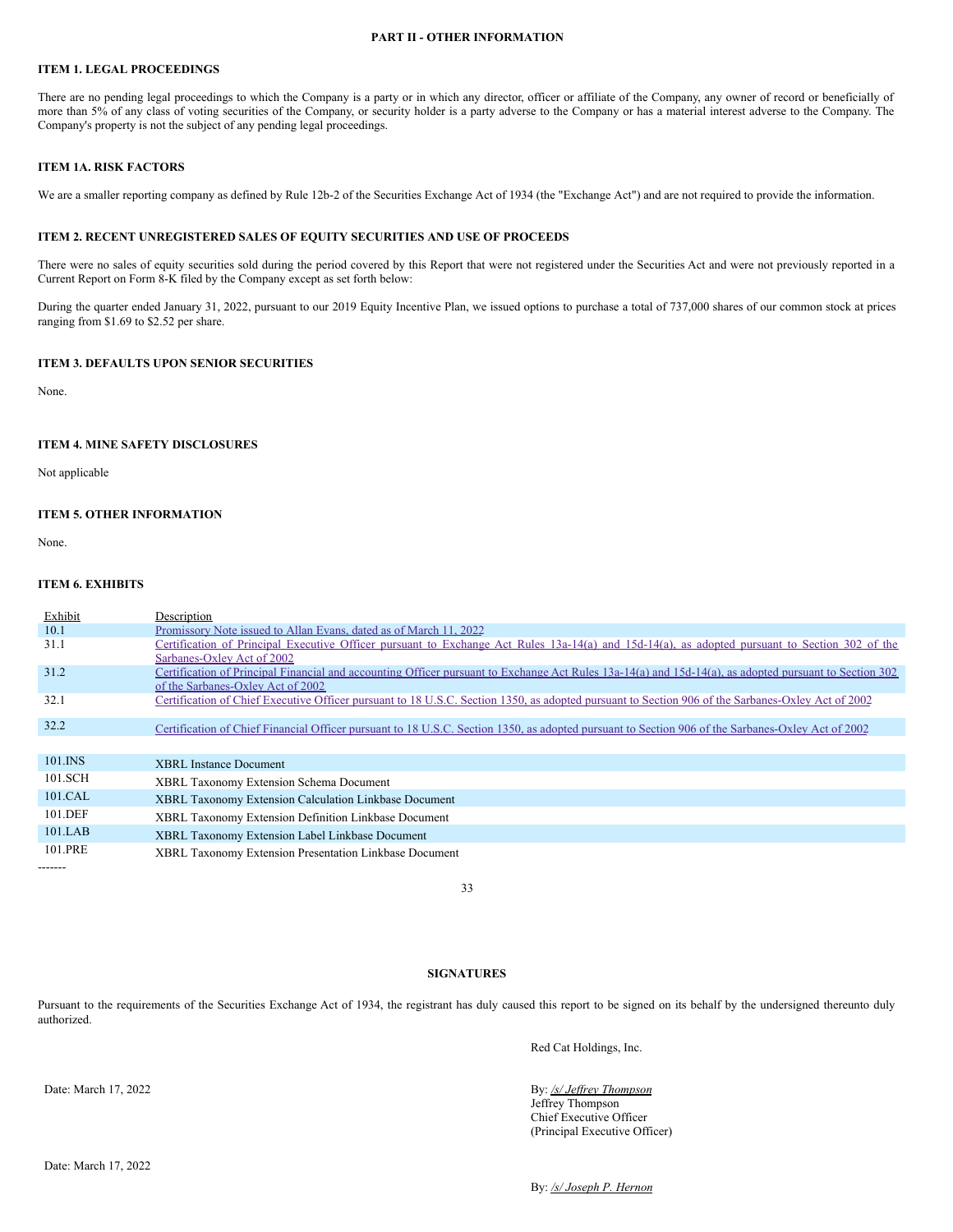## PART II - OTHER INFORMATION

### ITEM 1. LEGAL PROCEEDINGS

There are no pending legal proceedings to which the Company is a party or in which any director, officer or affiliate of the Company, any owner of record or beneficially of more than 5% of any class of voting securities of the Company, or security holder is a party adverse to the Company or has a material interest adverse to the Company. The Company's property is not the subject of any pending legal proceedings.

### ITEM 1A. RISK FACTORS

We are a smaller reporting company as defined by Rule 12b-2 of the Securities Exchange Act of 1934 (the "Exchange Act") and are not required to provide the information.

### ITEM 2. RECENT UNREGISTERED SALES OF EQUITY SECURITIES AND USE OF PROCEEDS

There were no sales of equity securities sold during the period covered by this Report that were not registered under the Securities Act and were not previously reported in a Current Report on Form 8-K filed by the Company except as set forth below:

During the quarter ended January 31, 2022, pursuant to our 2019 Equity Incentive Plan, we issued options to purchase a total of 737,000 shares of our common stock at prices ranging from $1.69 to $2.52 per share.

### ITEM 3. DEFAULTS UPON SENIOR SECURITIES

None.

### ITEM 4. MINE SAFETY DISCLOSURES

Not applicable

### ITEM 5. OTHER INFORMATION

None.

### ITEM 6. EXHIBITS

| Exhibit | Description |
|---|---|
| 10.1 | Promissory Note issued to Allan Evans, dated as of March 11, 2022 |
| 31.1 | Certification of Principal Executive Officer pursuant to Exchange Act Rules 13a-14(a) and 15d-14(a), as adopted pursuant to Section 302 of the Sarbanes-Oxley Act of 2002 |
| 31.2 | Certification of Principal Financial and accounting Officer pursuant to Exchange Act Rules 13a-14(a) and 15d-14(a), as adopted pursuant to Section 302 of the Sarbanes-Oxley Act of 2002 |
| 32.1 | Certification of Chief Executive Officer pursuant to 18 U.S.C. Section 1350, as adopted pursuant to Section 906 of the Sarbanes-Oxley Act of 2002 |
| 32.2 | Certification of Chief Financial Officer pursuant to 18 U.S.C. Section 1350, as adopted pursuant to Section 906 of the Sarbanes-Oxley Act of 2002 |
| 101.INS | XBRL Instance Document |
| 101.SCH | XBRL Taxonomy Extension Schema Document |
| 101.CAL | XBRL Taxonomy Extension Calculation Linkbase Document |
| 101.DEF | XBRL Taxonomy Extension Definition Linkbase Document |
| 101.LAB | XBRL Taxonomy Extension Label Linkbase Document |
| 101.PRE | XBRL Taxonomy Extension Presentation Linkbase Document |

-------

## SIGNATURES

Pursuant to the requirements of the Securities Exchange Act of 1934, the registrant has duly caused this report to be signed on its behalf by the undersigned thereunto duly authorized.

Red Cat Holdings, Inc.

Date: March 17, 2022

By: */s/ Jeffrey Thompson*
Jeffrey Thompson
Chief Executive Officer
(Principal Executive Officer)

Date: March 17, 2022

By: */s/ Joseph P. Hernon*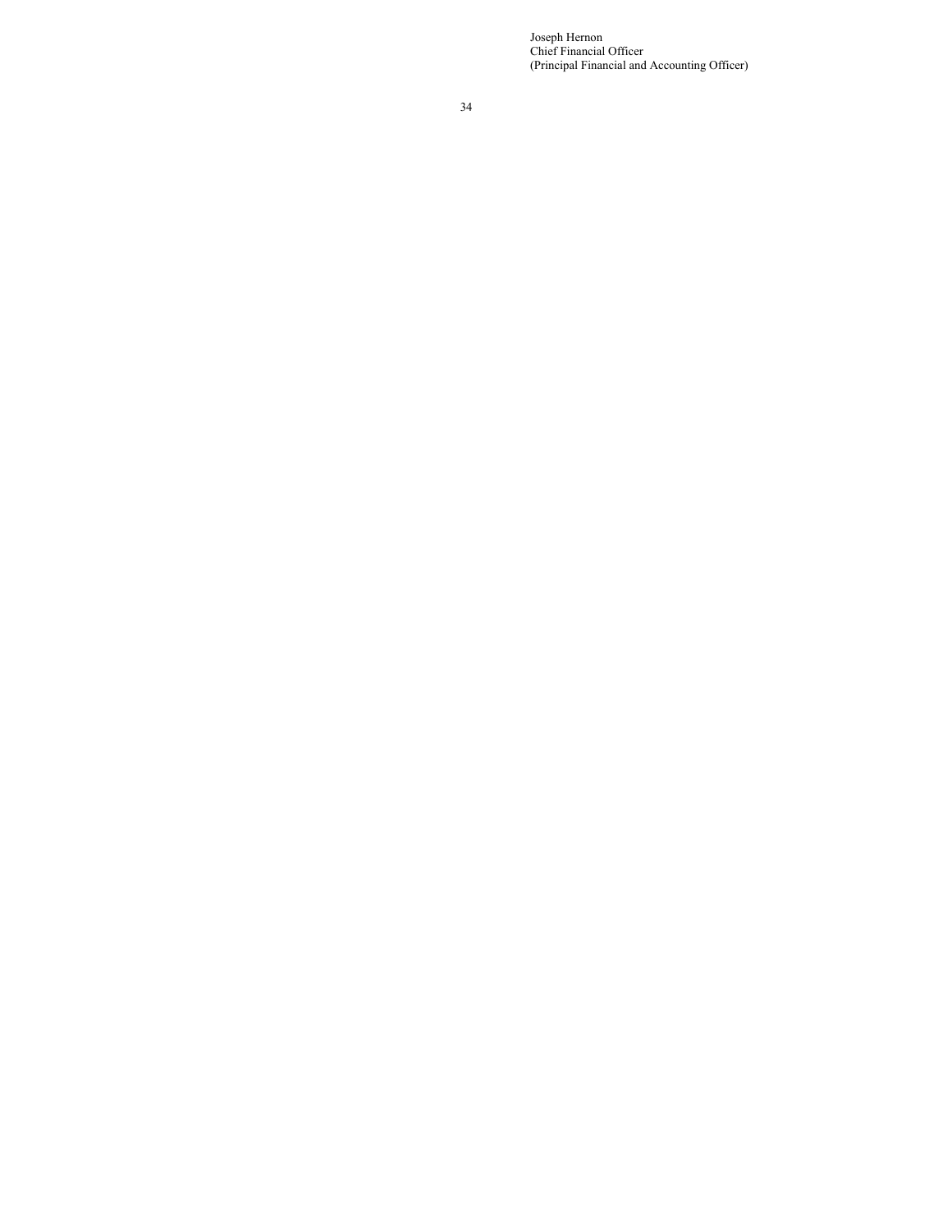Joseph Hernon
Chief Financial Officer
(Principal Financial and Accounting Officer)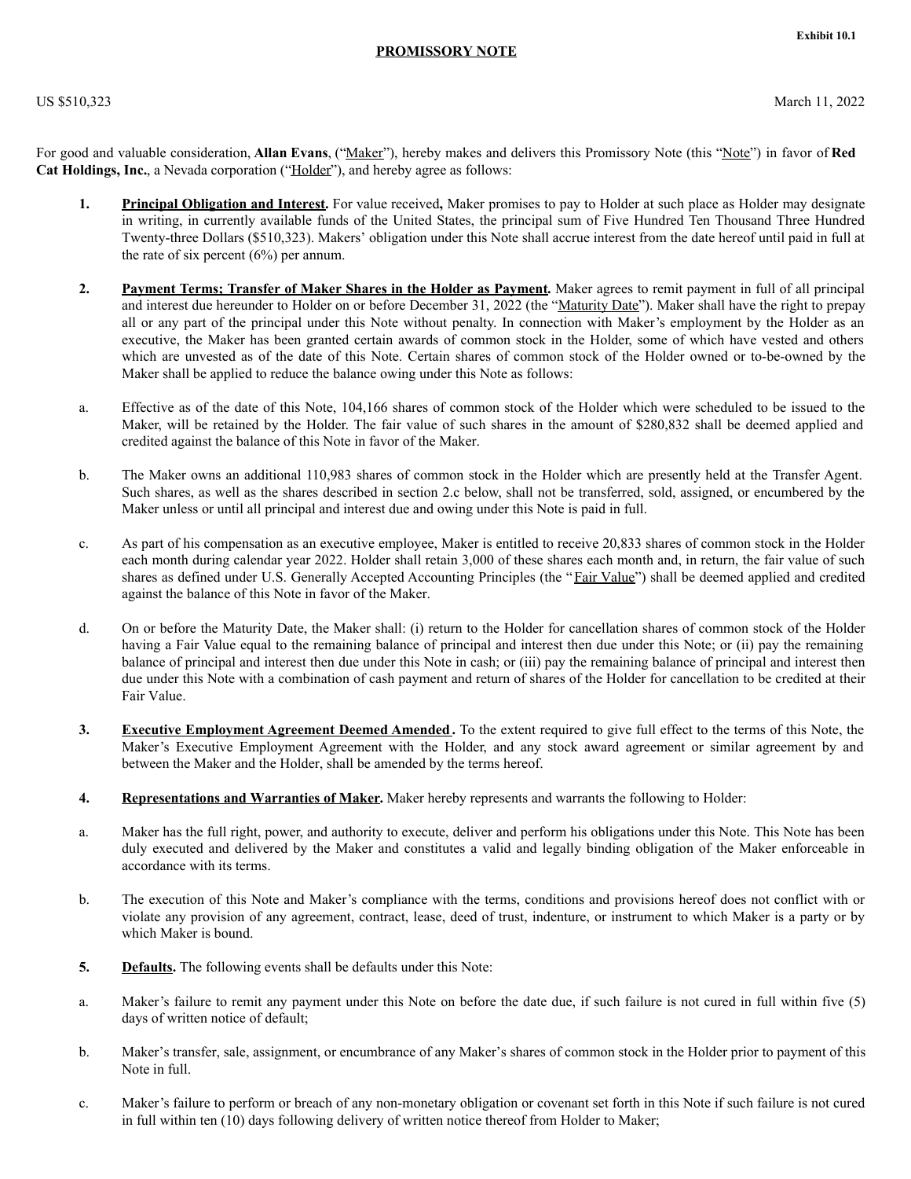Exhibit 10.1

# PROMISSORY NOTE

US $510,323 March 11, 2022

For good and valuable consideration, **Allan Evans**, ("Maker"), hereby makes and delivers this Promissory Note (this "Note") in favor of **Red Cat Holdings, Inc.**, a Nevada corporation ("Holder"), and hereby agree as follows:

**1. Principal Obligation and Interest.** For value received**,** Maker promises to pay to Holder at such place as Holder may designate in writing, in currently available funds of the United States, the principal sum of Five Hundred Ten Thousand Three Hundred Twenty-three Dollars ($510,323). Makers' obligation under this Note shall accrue interest from the date hereof until paid in full at the rate of six percent (6%) per annum.

**2. Payment Terms; Transfer of Maker Shares in the Holder as Payment.** Maker agrees to remit payment in full of all principal and interest due hereunder to Holder on or before December 31, 2022 (the "Maturity Date"). Maker shall have the right to prepay all or any part of the principal under this Note without penalty. In connection with Maker's employment by the Holder as an executive, the Maker has been granted certain awards of common stock in the Holder, some of which have vested and others which are unvested as of the date of this Note. Certain shares of common stock of the Holder owned or to-be-owned by the Maker shall be applied to reduce the balance owing under this Note as follows:

a. Effective as of the date of this Note, 104,166 shares of common stock of the Holder which were scheduled to be issued to the Maker, will be retained by the Holder. The fair value of such shares in the amount of $280,832 shall be deemed applied and credited against the balance of this Note in favor of the Maker.

b. The Maker owns an additional 110,983 shares of common stock in the Holder which are presently held at the Transfer Agent. Such shares, as well as the shares described in section 2.c below, shall not be transferred, sold, assigned, or encumbered by the Maker unless or until all principal and interest due and owing under this Note is paid in full.

c. As part of his compensation as an executive employee, Maker is entitled to receive 20,833 shares of common stock in the Holder each month during calendar year 2022. Holder shall retain 3,000 of these shares each month and, in return, the fair value of such shares as defined under U.S. Generally Accepted Accounting Principles (the "Fair Value") shall be deemed applied and credited against the balance of this Note in favor of the Maker.

d. On or before the Maturity Date, the Maker shall: (i) return to the Holder for cancellation shares of common stock of the Holder having a Fair Value equal to the remaining balance of principal and interest then due under this Note; or (ii) pay the remaining balance of principal and interest then due under this Note in cash; or (iii) pay the remaining balance of principal and interest then due under this Note with a combination of cash payment and return of shares of the Holder for cancellation to be credited at their Fair Value.

**3. Executive Employment Agreement Deemed Amended.** To the extent required to give full effect to the terms of this Note, the Maker's Executive Employment Agreement with the Holder, and any stock award agreement or similar agreement by and between the Maker and the Holder, shall be amended by the terms hereof.

**4. Representations and Warranties of Maker.** Maker hereby represents and warrants the following to Holder:

a. Maker has the full right, power, and authority to execute, deliver and perform his obligations under this Note. This Note has been duly executed and delivered by the Maker and constitutes a valid and legally binding obligation of the Maker enforceable in accordance with its terms.

b. The execution of this Note and Maker's compliance with the terms, conditions and provisions hereof does not conflict with or violate any provision of any agreement, contract, lease, deed of trust, indenture, or instrument to which Maker is a party or by which Maker is bound.

**5. Defaults.** The following events shall be defaults under this Note:

a. Maker's failure to remit any payment under this Note on before the date due, if such failure is not cured in full within five (5) days of written notice of default;

b. Maker's transfer, sale, assignment, or encumbrance of any Maker's shares of common stock in the Holder prior to payment of this Note in full.

c. Maker's failure to perform or breach of any non-monetary obligation or covenant set forth in this Note if such failure is not cured in full within ten (10) days following delivery of written notice thereof from Holder to Maker;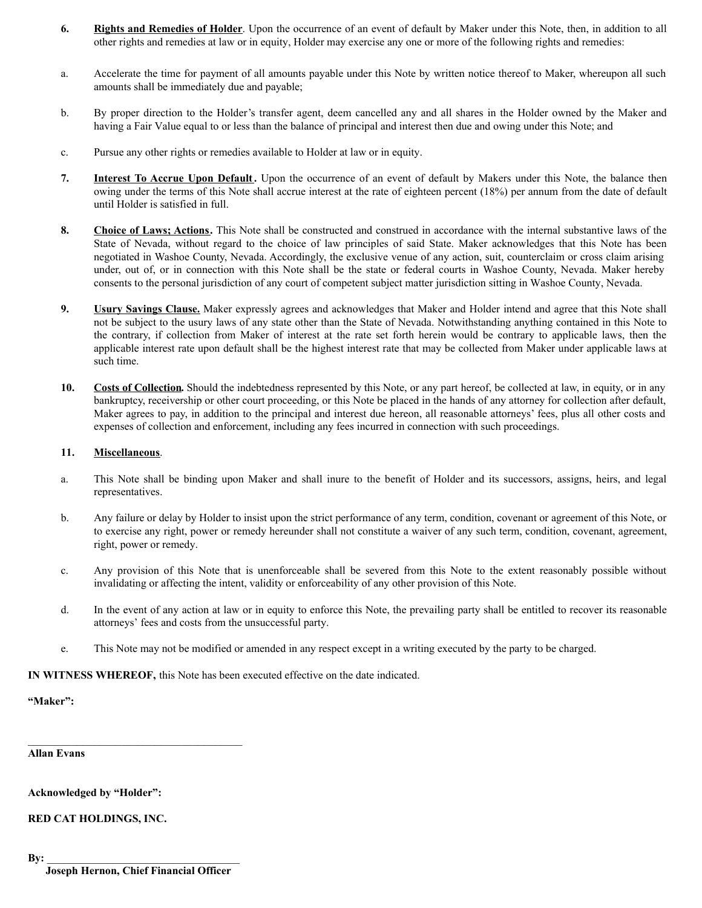**6.** **Rights and Remedies of Holder**. Upon the occurrence of an event of default by Maker under this Note, then, in addition to all other rights and remedies at law or in equity, Holder may exercise any one or more of the following rights and remedies:

a. Accelerate the time for payment of all amounts payable under this Note by written notice thereof to Maker, whereupon all such amounts shall be immediately due and payable;

b. By proper direction to the Holder's transfer agent, deem cancelled any and all shares in the Holder owned by the Maker and having a Fair Value equal to or less than the balance of principal and interest then due and owing under this Note; and

c. Pursue any other rights or remedies available to Holder at law or in equity.

**7.** **Interest To Accrue Upon Default.** Upon the occurrence of an event of default by Makers under this Note, the balance then owing under the terms of this Note shall accrue interest at the rate of eighteen percent (18%) per annum from the date of default until Holder is satisfied in full.

**8.** **Choice of Laws; Actions.** This Note shall be constructed and construed in accordance with the internal substantive laws of the State of Nevada, without regard to the choice of law principles of said State. Maker acknowledges that this Note has been negotiated in Washoe County, Nevada. Accordingly, the exclusive venue of any action, suit, counterclaim or cross claim arising under, out of, or in connection with this Note shall be the state or federal courts in Washoe County, Nevada. Maker hereby consents to the personal jurisdiction of any court of competent subject matter jurisdiction sitting in Washoe County, Nevada.

**9.** **Usury Savings Clause.** Maker expressly agrees and acknowledges that Maker and Holder intend and agree that this Note shall not be subject to the usury laws of any state other than the State of Nevada. Notwithstanding anything contained in this Note to the contrary, if collection from Maker of interest at the rate set forth herein would be contrary to applicable laws, then the applicable interest rate upon default shall be the highest interest rate that may be collected from Maker under applicable laws at such time.

**10.** **Costs of Collection.** Should the indebtedness represented by this Note, or any part hereof, be collected at law, in equity, or in any bankruptcy, receivership or other court proceeding, or this Note be placed in the hands of any attorney for collection after default, Maker agrees to pay, in addition to the principal and interest due hereon, all reasonable attorneys' fees, plus all other costs and expenses of collection and enforcement, including any fees incurred in connection with such proceedings.

**11.** **Miscellaneous**.

a. This Note shall be binding upon Maker and shall inure to the benefit of Holder and its successors, assigns, heirs, and legal representatives.

b. Any failure or delay by Holder to insist upon the strict performance of any term, condition, covenant or agreement of this Note, or to exercise any right, power or remedy hereunder shall not constitute a waiver of any such term, condition, covenant, agreement, right, power or remedy.

c. Any provision of this Note that is unenforceable shall be severed from this Note to the extent reasonably possible without invalidating or affecting the intent, validity or enforceability of any other provision of this Note.

d. In the event of any action at law or in equity to enforce this Note, the prevailing party shall be entitled to recover its reasonable attorneys' fees and costs from the unsuccessful party.

e. This Note may not be modified or amended in any respect except in a writing executed by the party to be charged.

**IN WITNESS WHEREOF,** this Note has been executed effective on the date indicated.

**"Maker":**

\_\_\_\_\_\_\_\_\_\_\_\_\_\_\_\_\_\_\_\_\_\_\_\_\_\_\_\_\_\_\_\_\_\_\_\_\_\_\_\_

**Allan Evans**

**Acknowledged by "Holder":**

**RED CAT HOLDINGS, INC.**

**By:** \_\_\_\_\_\_\_\_\_\_\_\_\_\_\_\_\_\_\_\_\_\_\_\_\_\_\_\_\_\_\_\_\_\_\_\_

**Joseph Hernon, Chief Financial Officer**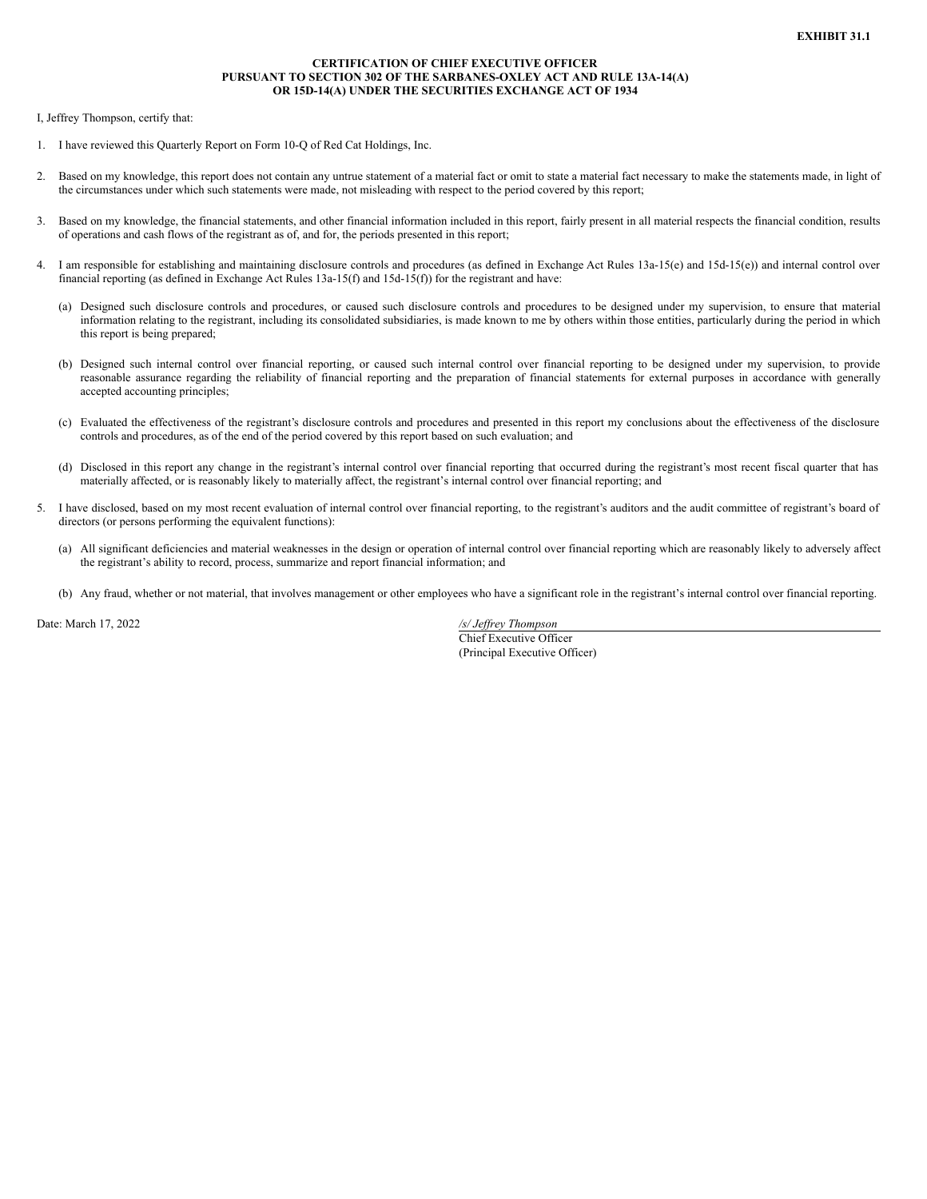**EXHIBIT 31.1**

**CERTIFICATION OF CHIEF EXECUTIVE OFFICER**
**PURSUANT TO SECTION 302 OF THE SARBANES-OXLEY ACT AND RULE 13A-14(A)**
**OR 15D-14(A) UNDER THE SECURITIES EXCHANGE ACT OF 1934**

I, Jeffrey Thompson, certify that:

1. I have reviewed this Quarterly Report on Form 10-Q of Red Cat Holdings, Inc.

2. Based on my knowledge, this report does not contain any untrue statement of a material fact or omit to state a material fact necessary to make the statements made, in light of the circumstances under which such statements were made, not misleading with respect to the period covered by this report;

3. Based on my knowledge, the financial statements, and other financial information included in this report, fairly present in all material respects the financial condition, results of operations and cash flows of the registrant as of, and for, the periods presented in this report;

4. I am responsible for establishing and maintaining disclosure controls and procedures (as defined in Exchange Act Rules 13a-15(e) and 15d-15(e)) and internal control over financial reporting (as defined in Exchange Act Rules 13a-15(f) and 15d-15(f)) for the registrant and have:

   (a) Designed such disclosure controls and procedures, or caused such disclosure controls and procedures to be designed under my supervision, to ensure that material information relating to the registrant, including its consolidated subsidiaries, is made known to me by others within those entities, particularly during the period in which this report is being prepared;

   (b) Designed such internal control over financial reporting, or caused such internal control over financial reporting to be designed under my supervision, to provide reasonable assurance regarding the reliability of financial reporting and the preparation of financial statements for external purposes in accordance with generally accepted accounting principles;

   (c) Evaluated the effectiveness of the registrant's disclosure controls and procedures and presented in this report my conclusions about the effectiveness of the disclosure controls and procedures, as of the end of the period covered by this report based on such evaluation; and

   (d) Disclosed in this report any change in the registrant's internal control over financial reporting that occurred during the registrant's most recent fiscal quarter that has materially affected, or is reasonably likely to materially affect, the registrant's internal control over financial reporting; and

5. I have disclosed, based on my most recent evaluation of internal control over financial reporting, to the registrant's auditors and the audit committee of registrant's board of directors (or persons performing the equivalent functions):

   (a) All significant deficiencies and material weaknesses in the design or operation of internal control over financial reporting which are reasonably likely to adversely affect the registrant's ability to record, process, summarize and report financial information; and

   (b) Any fraud, whether or not material, that involves management or other employees who have a significant role in the registrant's internal control over financial reporting.

Date: March 17, 2022

*/s/ Jeffrey Thompson*
Chief Executive Officer
(Principal Executive Officer)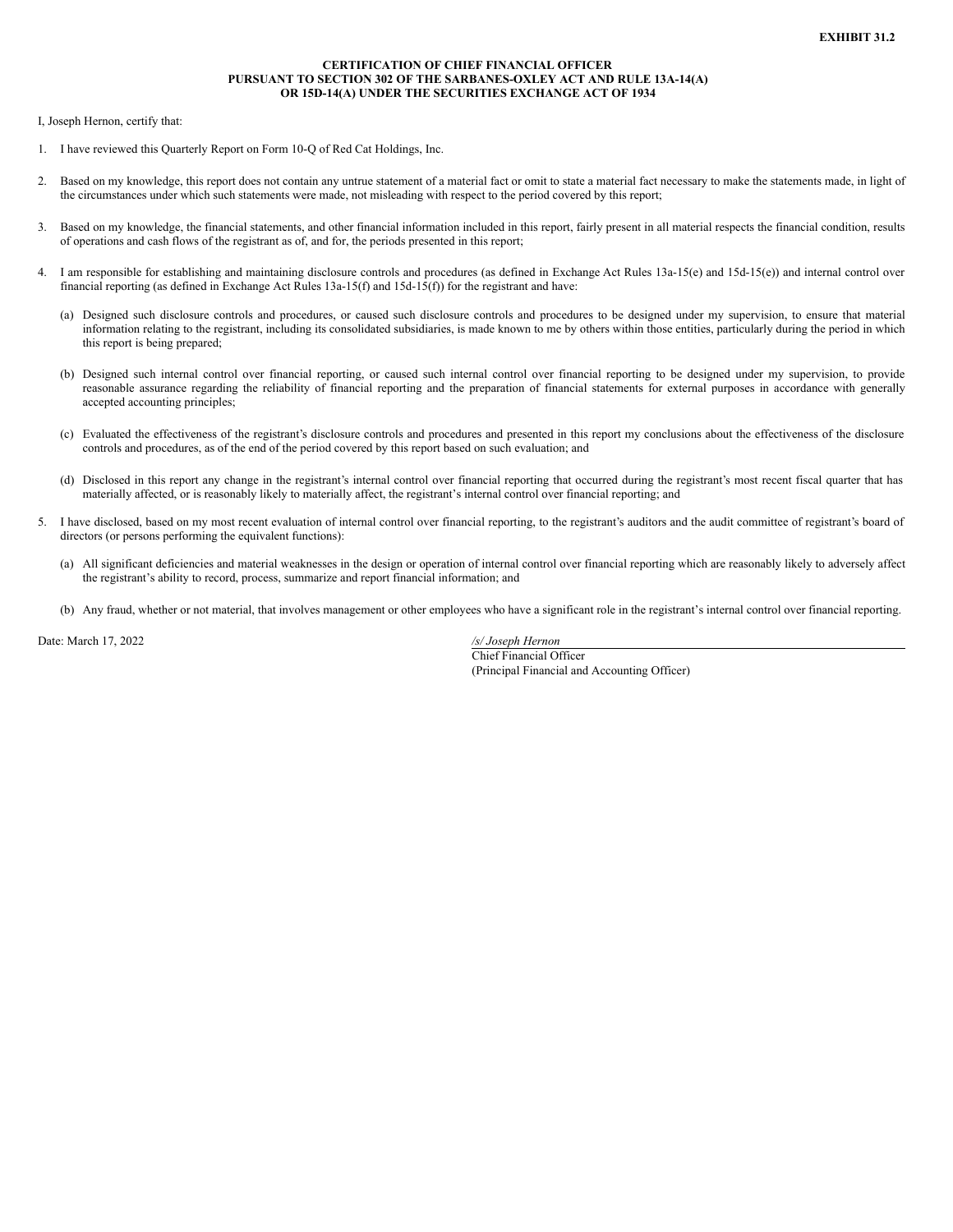**EXHIBIT 31.2**

**CERTIFICATION OF CHIEF FINANCIAL OFFICER
PURSUANT TO SECTION 302 OF THE SARBANES-OXLEY ACT AND RULE 13A-14(A)
OR 15D-14(A) UNDER THE SECURITIES EXCHANGE ACT OF 1934**

I, Joseph Hernon, certify that:

1. I have reviewed this Quarterly Report on Form 10-Q of Red Cat Holdings, Inc.

2. Based on my knowledge, this report does not contain any untrue statement of a material fact or omit to state a material fact necessary to make the statements made, in light of the circumstances under which such statements were made, not misleading with respect to the period covered by this report;

3. Based on my knowledge, the financial statements, and other financial information included in this report, fairly present in all material respects the financial condition, results of operations and cash flows of the registrant as of, and for, the periods presented in this report;

4. I am responsible for establishing and maintaining disclosure controls and procedures (as defined in Exchange Act Rules 13a-15(e) and 15d-15(e)) and internal control over financial reporting (as defined in Exchange Act Rules 13a-15(f) and 15d-15(f)) for the registrant and have:

   (a) Designed such disclosure controls and procedures, or caused such disclosure controls and procedures to be designed under my supervision, to ensure that material information relating to the registrant, including its consolidated subsidiaries, is made known to me by others within those entities, particularly during the period in which this report is being prepared;

   (b) Designed such internal control over financial reporting, or caused such internal control over financial reporting to be designed under my supervision, to provide reasonable assurance regarding the reliability of financial reporting and the preparation of financial statements for external purposes in accordance with generally accepted accounting principles;

   (c) Evaluated the effectiveness of the registrant's disclosure controls and procedures and presented in this report my conclusions about the effectiveness of the disclosure controls and procedures, as of the end of the period covered by this report based on such evaluation; and

   (d) Disclosed in this report any change in the registrant's internal control over financial reporting that occurred during the registrant's most recent fiscal quarter that has materially affected, or is reasonably likely to materially affect, the registrant's internal control over financial reporting; and

5. I have disclosed, based on my most recent evaluation of internal control over financial reporting, to the registrant's auditors and the audit committee of registrant's board of directors (or persons performing the equivalent functions):

   (a) All significant deficiencies and material weaknesses in the design or operation of internal control over financial reporting which are reasonably likely to adversely affect the registrant's ability to record, process, summarize and report financial information; and

   (b) Any fraud, whether or not material, that involves management or other employees who have a significant role in the registrant's internal control over financial reporting.

Date: March 17, 2022

*/s/ Joseph Hernon*
Chief Financial Officer
(Principal Financial and Accounting Officer)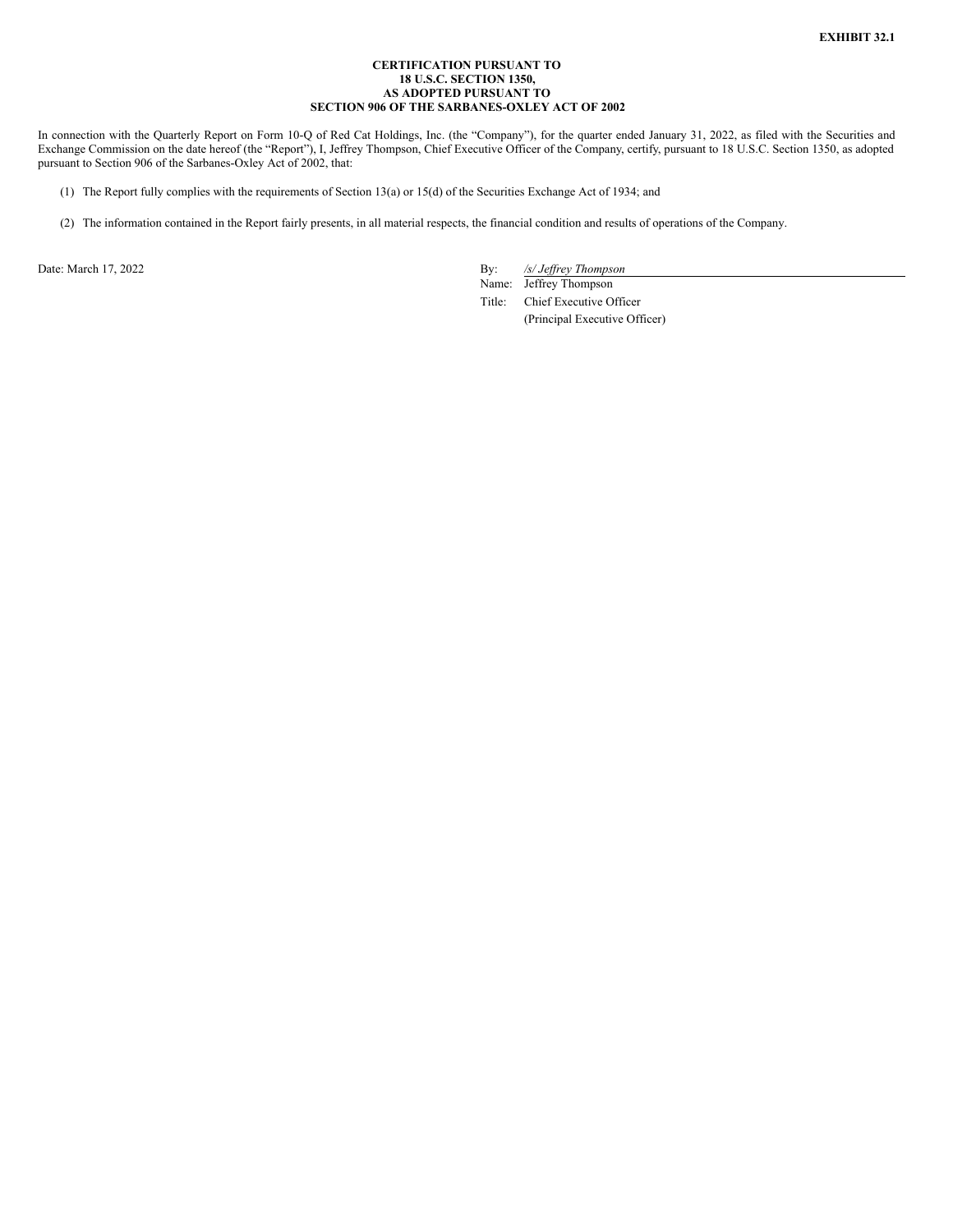**EXHIBIT 32.1**

**CERTIFICATION PURSUANT TO**
**18 U.S.C. SECTION 1350,**
**AS ADOPTED PURSUANT TO**
**SECTION 906 OF THE SARBANES-OXLEY ACT OF 2002**

In connection with the Quarterly Report on Form 10-Q of Red Cat Holdings, Inc. (the "Company"), for the quarter ended January 31, 2022, as filed with the Securities and Exchange Commission on the date hereof (the "Report"), I, Jeffrey Thompson, Chief Executive Officer of the Company, certify, pursuant to 18 U.S.C. Section 1350, as adopted pursuant to Section 906 of the Sarbanes-Oxley Act of 2002, that:

(1) The Report fully complies with the requirements of Section 13(a) or 15(d) of the Securities Exchange Act of 1934; and

(2) The information contained in the Report fairly presents, in all material respects, the financial condition and results of operations of the Company.

Date: March 17, 2022

By: */s/ Jeffrey Thompson*
Name: Jeffrey Thompson
Title: Chief Executive Officer
(Principal Executive Officer)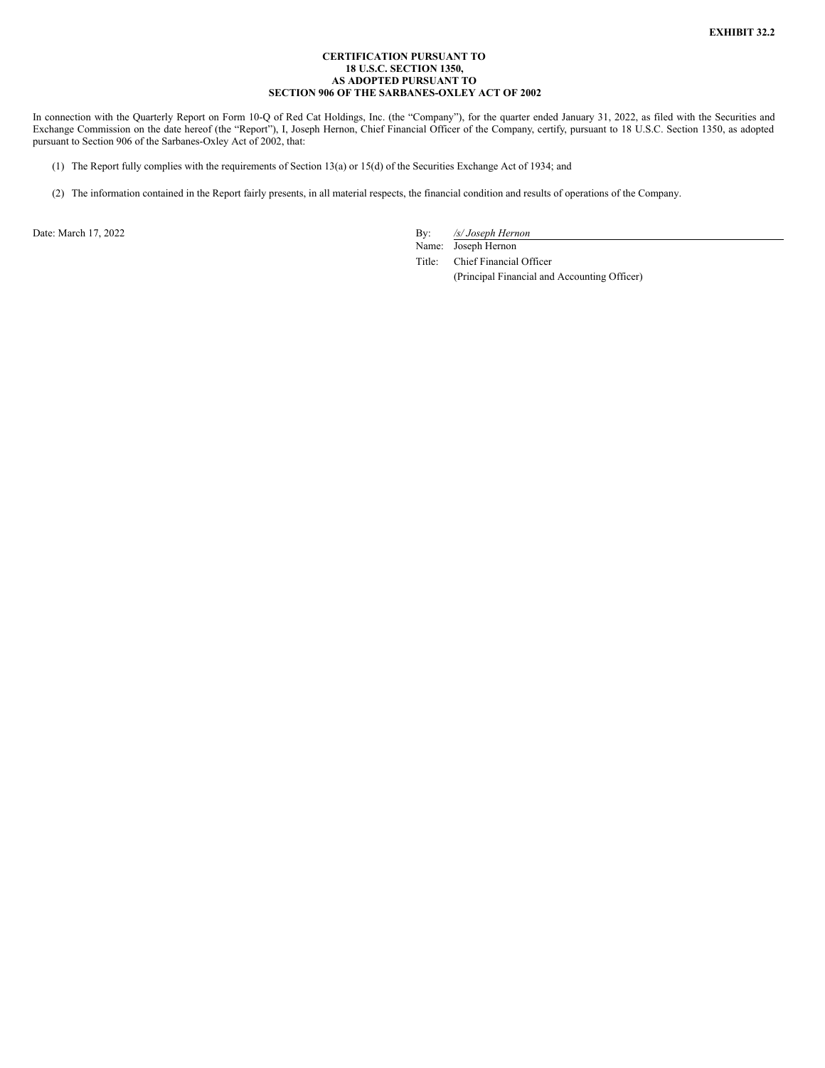**EXHIBIT 32.2**

**CERTIFICATION PURSUANT TO**
**18 U.S.C. SECTION 1350,**
**AS ADOPTED PURSUANT TO**
**SECTION 906 OF THE SARBANES-OXLEY ACT OF 2002**

In connection with the Quarterly Report on Form 10-Q of Red Cat Holdings, Inc. (the "Company"), for the quarter ended January 31, 2022, as filed with the Securities and Exchange Commission on the date hereof (the "Report"), I, Joseph Hernon, Chief Financial Officer of the Company, certify, pursuant to 18 U.S.C. Section 1350, as adopted pursuant to Section 906 of the Sarbanes-Oxley Act of 2002, that:

(1) The Report fully complies with the requirements of Section 13(a) or 15(d) of the Securities Exchange Act of 1934; and

(2) The information contained in the Report fairly presents, in all material respects, the financial condition and results of operations of the Company.

Date: March 17, 2022

By: */s/ Joseph Hernon*
Name: Joseph Hernon
Title: Chief Financial Officer
(Principal Financial and Accounting Officer)